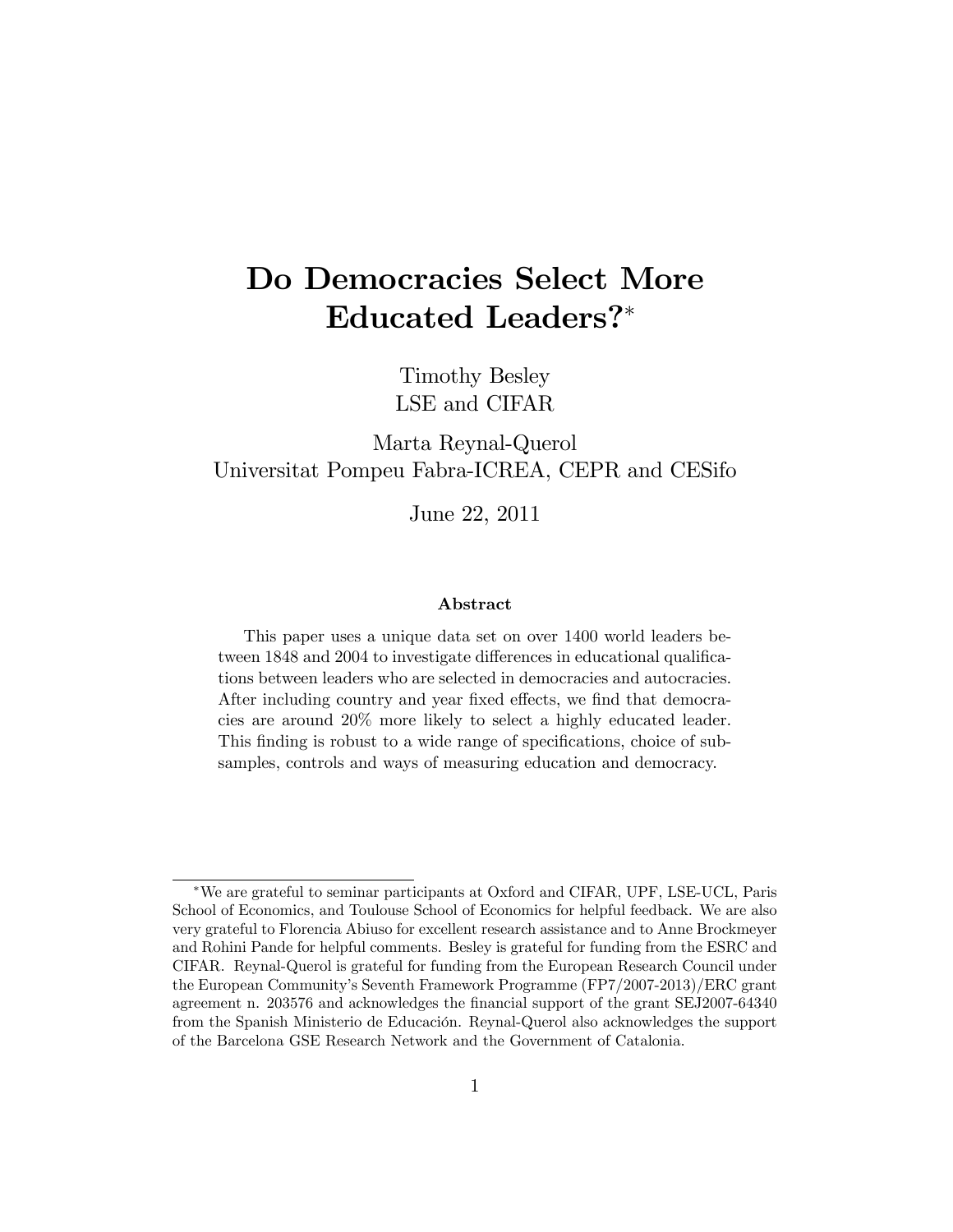# Do Democracies Select More Educated Leaders?*

Timothy Besley
LSE and CIFAR

Marta Reynal-Querol
Universitat Pompeu Fabra-ICREA, CEPR and CESifo

June 22, 2011

### Abstract

This paper uses a unique data set on over 1400 world leaders between 1848 and 2004 to investigate differences in educational qualifications between leaders who are selected in democracies and autocracies. After including country and year fixed effects, we find that democracies are around 20% more likely to select a highly educated leader. This finding is robust to a wide range of specifications, choice of subsamples, controls and ways of measuring education and democracy.

---

*We are grateful to seminar participants at Oxford and CIFAR, UPF, LSE-UCL, Paris School of Economics, and Toulouse School of Economics for helpful feedback. We are also very grateful to Florencia Abiuso for excellent research assistance and to Anne Brockmeyer and Rohini Pande for helpful comments. Besley is grateful for funding from the ESRC and CIFAR. Reynal-Querol is grateful for funding from the European Research Council under the European Community's Seventh Framework Programme (FP7/2007-2013)/ERC grant agreement n. 203576 and acknowledges the financial support of the grant SEJ2007-64340 from the Spanish Ministerio de Educación. Reynal-Querol also acknowledges the support of the Barcelona GSE Research Network and the Government of Catalonia.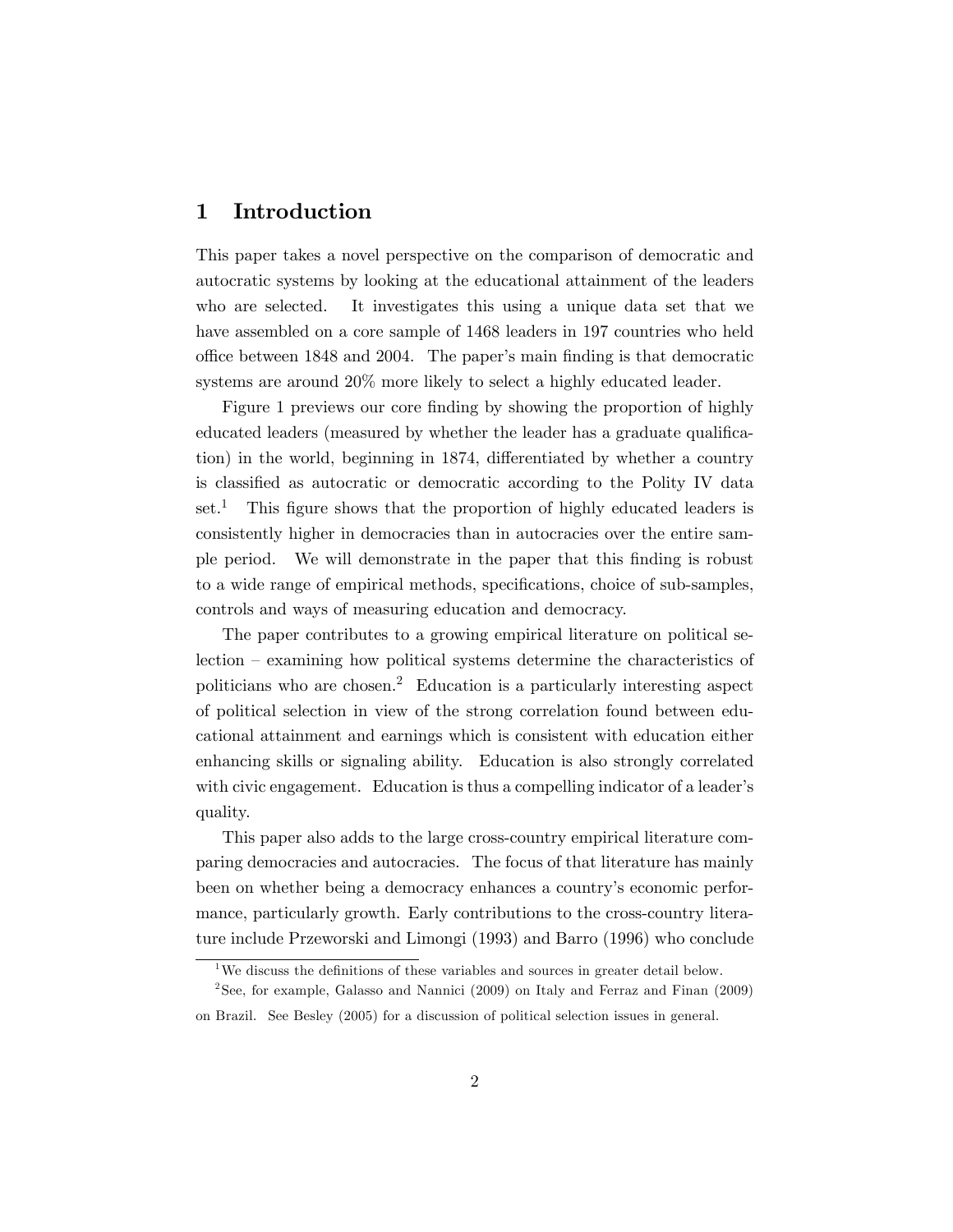# 1 Introduction

This paper takes a novel perspective on the comparison of democratic and autocratic systems by looking at the educational attainment of the leaders who are selected. It investigates this using a unique data set that we have assembled on a core sample of 1468 leaders in 197 countries who held office between 1848 and 2004. The paper's main finding is that democratic systems are around 20% more likely to select a highly educated leader.

Figure 1 previews our core finding by showing the proportion of highly educated leaders (measured by whether the leader has a graduate qualification) in the world, beginning in 1874, differentiated by whether a country is classified as autocratic or democratic according to the Polity IV data set.[1] This figure shows that the proportion of highly educated leaders is consistently higher in democracies than in autocracies over the entire sample period. We will demonstrate in the paper that this finding is robust to a wide range of empirical methods, specifications, choice of sub-samples, controls and ways of measuring education and democracy.

The paper contributes to a growing empirical literature on political selection – examining how political systems determine the characteristics of politicians who are chosen.[2] Education is a particularly interesting aspect of political selection in view of the strong correlation found between educational attainment and earnings which is consistent with education either enhancing skills or signaling ability. Education is also strongly correlated with civic engagement. Education is thus a compelling indicator of a leader's quality.

This paper also adds to the large cross-country empirical literature comparing democracies and autocracies. The focus of that literature has mainly been on whether being a democracy enhances a country's economic performance, particularly growth. Early contributions to the cross-country literature include Przeworski and Limongi (1993) and Barro (1996) who conclude

[1] We discuss the definitions of these variables and sources in greater detail below.

[2] See, for example, Galasso and Nannici (2009) on Italy and Ferraz and Finan (2009) on Brazil. See Besley (2005) for a discussion of political selection issues in general.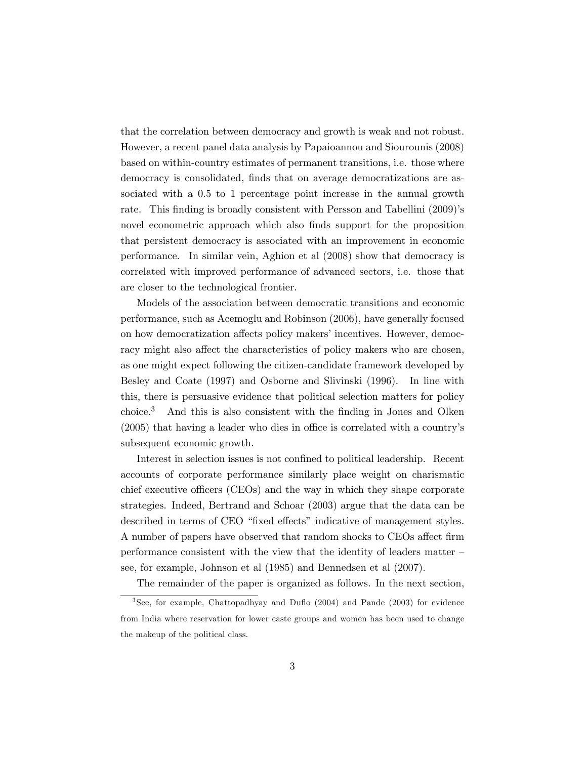that the correlation between democracy and growth is weak and not robust. However, a recent panel data analysis by Papaioannou and Siourounis (2008) based on within-country estimates of permanent transitions, i.e. those where democracy is consolidated, finds that on average democratizations are associated with a 0.5 to 1 percentage point increase in the annual growth rate. This finding is broadly consistent with Persson and Tabellini (2009)'s novel econometric approach which also finds support for the proposition that persistent democracy is associated with an improvement in economic performance. In similar vein, Aghion et al (2008) show that democracy is correlated with improved performance of advanced sectors, i.e. those that are closer to the technological frontier.

Models of the association between democratic transitions and economic performance, such as Acemoglu and Robinson (2006), have generally focused on how democratization affects policy makers' incentives. However, democracy might also affect the characteristics of policy makers who are chosen, as one might expect following the citizen-candidate framework developed by Besley and Coate (1997) and Osborne and Slivinski (1996). In line with this, there is persuasive evidence that political selection matters for policy choice.[3] And this is also consistent with the finding in Jones and Olken (2005) that having a leader who dies in office is correlated with a country's subsequent economic growth.

Interest in selection issues is not confined to political leadership. Recent accounts of corporate performance similarly place weight on charismatic chief executive officers (CEOs) and the way in which they shape corporate strategies. Indeed, Bertrand and Schoar (2003) argue that the data can be described in terms of CEO "fixed effects" indicative of management styles. A number of papers have observed that random shocks to CEOs affect firm performance consistent with the view that the identity of leaders matter – see, for example, Johnson et al (1985) and Bennedsen et al (2007).

The remainder of the paper is organized as follows. In the next section,

[3] See, for example, Chattopadhyay and Duflo (2004) and Pande (2003) for evidence from India where reservation for lower caste groups and women has been used to change the makeup of the political class.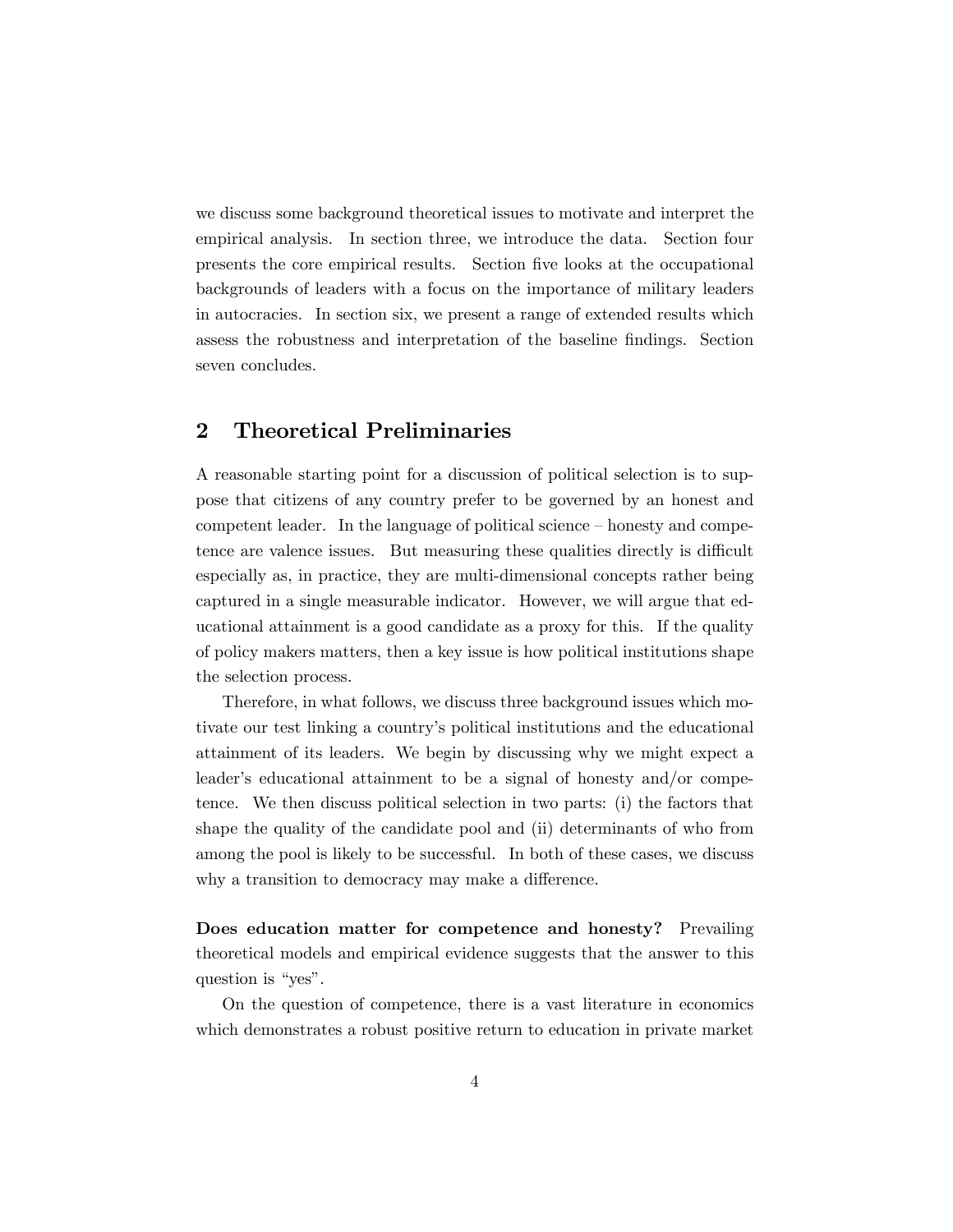we discuss some background theoretical issues to motivate and interpret the empirical analysis. In section three, we introduce the data. Section four presents the core empirical results. Section five looks at the occupational backgrounds of leaders with a focus on the importance of military leaders in autocracies. In section six, we present a range of extended results which assess the robustness and interpretation of the baseline findings. Section seven concludes.

## 2 Theoretical Preliminaries

A reasonable starting point for a discussion of political selection is to suppose that citizens of any country prefer to be governed by an honest and competent leader. In the language of political science – honesty and competence are valence issues. But measuring these qualities directly is difficult especially as, in practice, they are multi-dimensional concepts rather being captured in a single measurable indicator. However, we will argue that educational attainment is a good candidate as a proxy for this. If the quality of policy makers matters, then a key issue is how political institutions shape the selection process.

Therefore, in what follows, we discuss three background issues which motivate our test linking a country's political institutions and the educational attainment of its leaders. We begin by discussing why we might expect a leader's educational attainment to be a signal of honesty and/or competence. We then discuss political selection in two parts: (i) the factors that shape the quality of the candidate pool and (ii) determinants of who from among the pool is likely to be successful. In both of these cases, we discuss why a transition to democracy may make a difference.

**Does education matter for competence and honesty?** Prevailing theoretical models and empirical evidence suggests that the answer to this question is "yes".

On the question of competence, there is a vast literature in economics which demonstrates a robust positive return to education in private market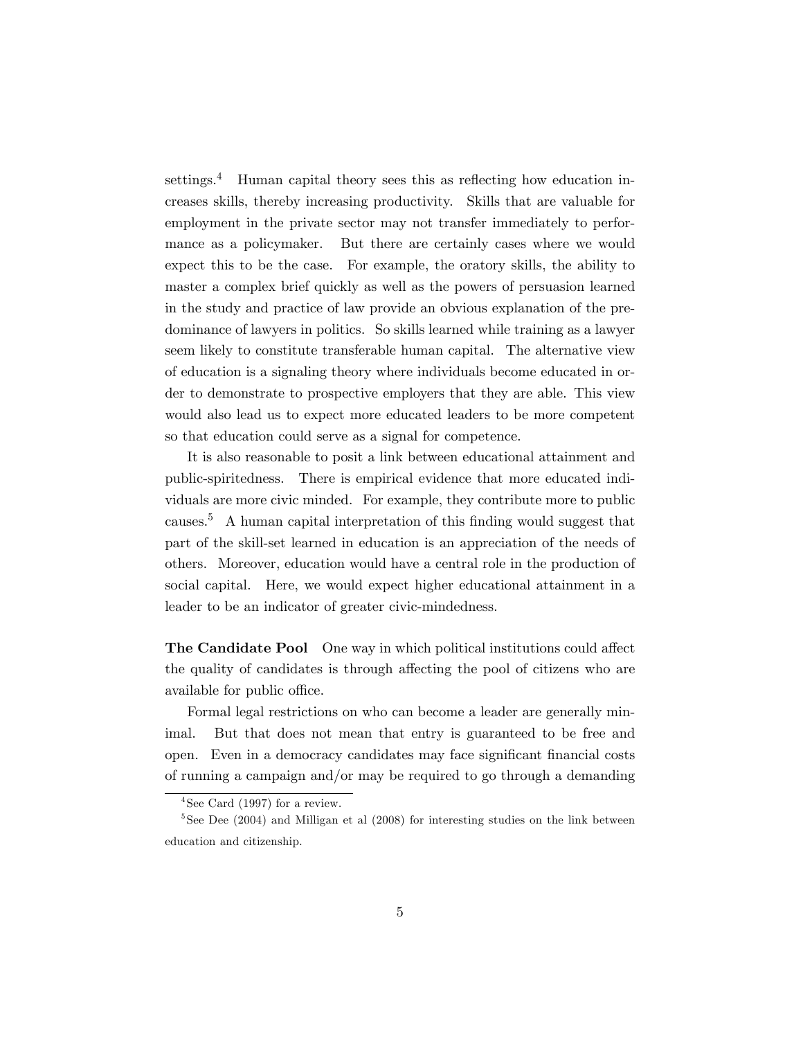settings.[4] Human capital theory sees this as reflecting how education increases skills, thereby increasing productivity. Skills that are valuable for employment in the private sector may not transfer immediately to performance as a policymaker. But there are certainly cases where we would expect this to be the case. For example, the oratory skills, the ability to master a complex brief quickly as well as the powers of persuasion learned in the study and practice of law provide an obvious explanation of the predominance of lawyers in politics. So skills learned while training as a lawyer seem likely to constitute transferable human capital. The alternative view of education is a signaling theory where individuals become educated in order to demonstrate to prospective employers that they are able. This view would also lead us to expect more educated leaders to be more competent so that education could serve as a signal for competence.

It is also reasonable to posit a link between educational attainment and public-spiritedness. There is empirical evidence that more educated individuals are more civic minded. For example, they contribute more to public causes.[5] A human capital interpretation of this finding would suggest that part of the skill-set learned in education is an appreciation of the needs of others. Moreover, education would have a central role in the production of social capital. Here, we would expect higher educational attainment in a leader to be an indicator of greater civic-mindedness.

**The Candidate Pool** One way in which political institutions could affect the quality of candidates is through affecting the pool of citizens who are available for public office.

Formal legal restrictions on who can become a leader are generally minimal. But that does not mean that entry is guaranteed to be free and open. Even in a democracy candidates may face significant financial costs of running a campaign and/or may be required to go through a demanding

[4] See Card (1997) for a review.

[5] See Dee (2004) and Milligan et al (2008) for interesting studies on the link between education and citizenship.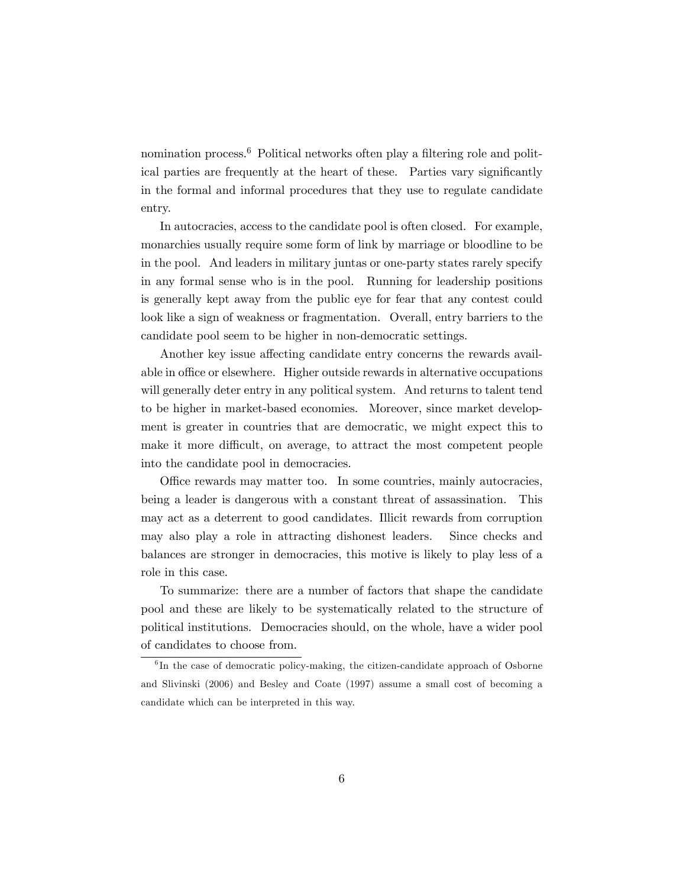nomination process.[6] Political networks often play a filtering role and political parties are frequently at the heart of these. Parties vary significantly in the formal and informal procedures that they use to regulate candidate entry.

In autocracies, access to the candidate pool is often closed. For example, monarchies usually require some form of link by marriage or bloodline to be in the pool. And leaders in military juntas or one-party states rarely specify in any formal sense who is in the pool. Running for leadership positions is generally kept away from the public eye for fear that any contest could look like a sign of weakness or fragmentation. Overall, entry barriers to the candidate pool seem to be higher in non-democratic settings.

Another key issue affecting candidate entry concerns the rewards available in office or elsewhere. Higher outside rewards in alternative occupations will generally deter entry in any political system. And returns to talent tend to be higher in market-based economies. Moreover, since market development is greater in countries that are democratic, we might expect this to make it more difficult, on average, to attract the most competent people into the candidate pool in democracies.

Office rewards may matter too. In some countries, mainly autocracies, being a leader is dangerous with a constant threat of assassination. This may act as a deterrent to good candidates. Illicit rewards from corruption may also play a role in attracting dishonest leaders. Since checks and balances are stronger in democracies, this motive is likely to play less of a role in this case.

To summarize: there are a number of factors that shape the candidate pool and these are likely to be systematically related to the structure of political institutions. Democracies should, on the whole, have a wider pool of candidates to choose from.

[6] In the case of democratic policy-making, the citizen-candidate approach of Osborne and Slivinski (2006) and Besley and Coate (1997) assume a small cost of becoming a candidate which can be interpreted in this way.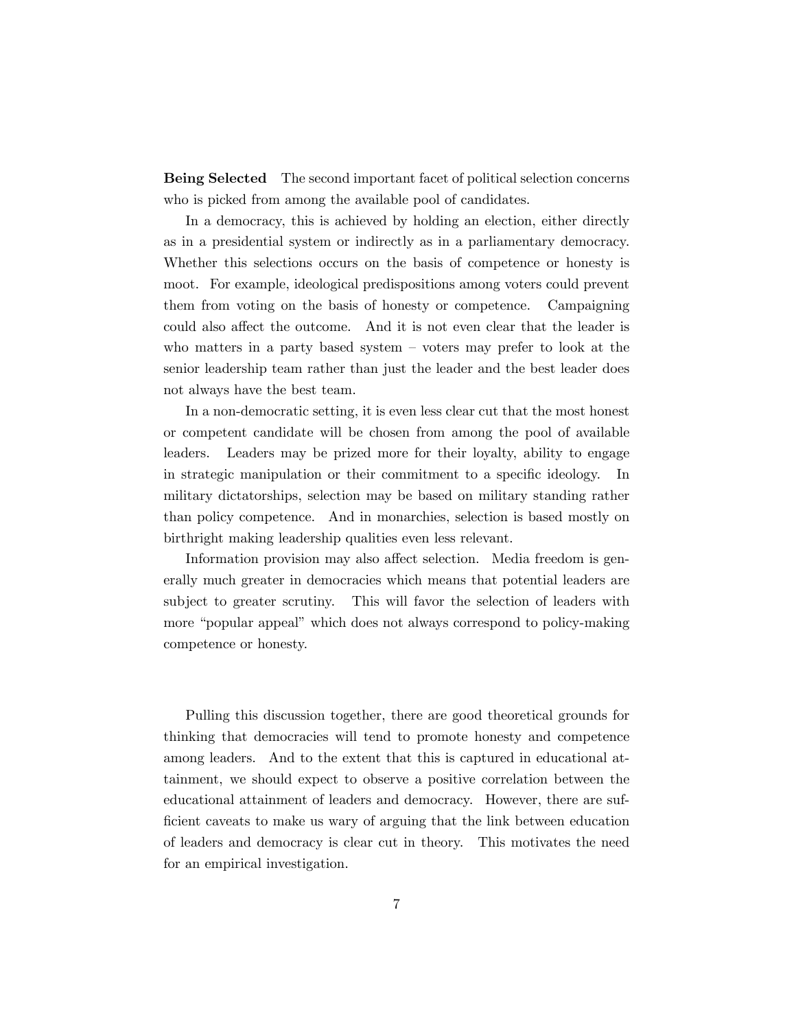**Being Selected** The second important facet of political selection concerns who is picked from among the available pool of candidates.

In a democracy, this is achieved by holding an election, either directly as in a presidential system or indirectly as in a parliamentary democracy. Whether this selections occurs on the basis of competence or honesty is moot. For example, ideological predispositions among voters could prevent them from voting on the basis of honesty or competence. Campaigning could also affect the outcome. And it is not even clear that the leader is who matters in a party based system – voters may prefer to look at the senior leadership team rather than just the leader and the best leader does not always have the best team.

In a non-democratic setting, it is even less clear cut that the most honest or competent candidate will be chosen from among the pool of available leaders. Leaders may be prized more for their loyalty, ability to engage in strategic manipulation or their commitment to a specific ideology. In military dictatorships, selection may be based on military standing rather than policy competence. And in monarchies, selection is based mostly on birthright making leadership qualities even less relevant.

Information provision may also affect selection. Media freedom is generally much greater in democracies which means that potential leaders are subject to greater scrutiny. This will favor the selection of leaders with more "popular appeal" which does not always correspond to policy-making competence or honesty.

Pulling this discussion together, there are good theoretical grounds for thinking that democracies will tend to promote honesty and competence among leaders. And to the extent that this is captured in educational attainment, we should expect to observe a positive correlation between the educational attainment of leaders and democracy. However, there are sufficient caveats to make us wary of arguing that the link between education of leaders and democracy is clear cut in theory. This motivates the need for an empirical investigation.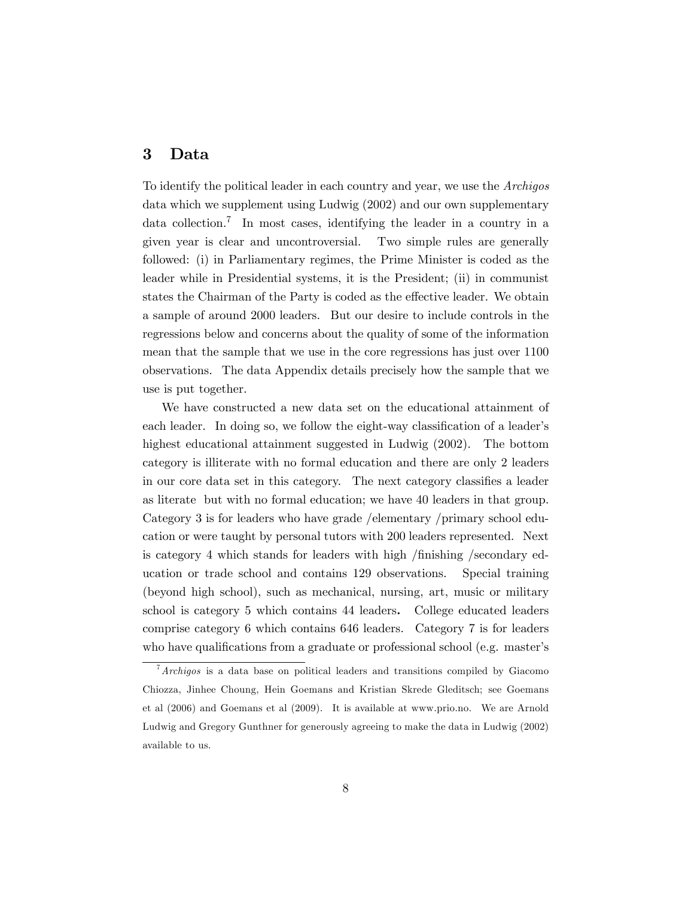## 3 Data

To identify the political leader in each country and year, we use the *Archigos* data which we supplement using Ludwig (2002) and our own supplementary data collection.[7] In most cases, identifying the leader in a country in a given year is clear and uncontroversial. Two simple rules are generally followed: (i) in Parliamentary regimes, the Prime Minister is coded as the leader while in Presidential systems, it is the President; (ii) in communist states the Chairman of the Party is coded as the effective leader. We obtain a sample of around 2000 leaders. But our desire to include controls in the regressions below and concerns about the quality of some of the information mean that the sample that we use in the core regressions has just over 1100 observations. The data Appendix details precisely how the sample that we use is put together.

We have constructed a new data set on the educational attainment of each leader. In doing so, we follow the eight-way classification of a leader's highest educational attainment suggested in Ludwig (2002). The bottom category is illiterate with no formal education and there are only 2 leaders in our core data set in this category. The next category classifies a leader as literate but with no formal education; we have 40 leaders in that group. Category 3 is for leaders who have grade /elementary /primary school education or were taught by personal tutors with 200 leaders represented. Next is category 4 which stands for leaders with high /finishing /secondary education or trade school and contains 129 observations. Special training (beyond high school), such as mechanical, nursing, art, music or military school is category 5 which contains 44 leaders**.** College educated leaders comprise category 6 which contains 646 leaders. Category 7 is for leaders who have qualifications from a graduate or professional school (e.g. master's

---

[7] *Archigos* is a data base on political leaders and transitions compiled by Giacomo Chiozza, Jinhee Choung, Hein Goemans and Kristian Skrede Gleditsch; see Goemans et al (2006) and Goemans et al (2009). It is available at www.prio.no. We are Arnold Ludwig and Gregory Gunthner for generously agreeing to make the data in Ludwig (2002) available to us.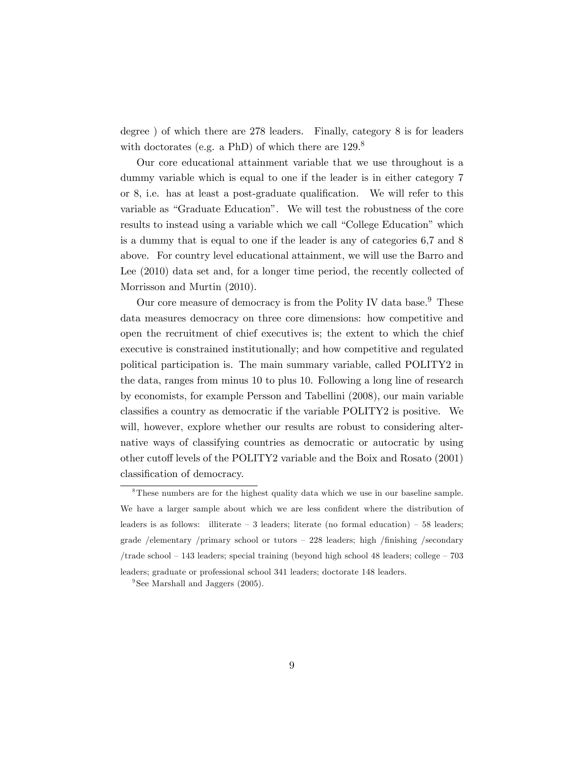degree ) of which there are 278 leaders. Finally, category 8 is for leaders with doctorates (e.g. a PhD) of which there are 129.[8]

Our core educational attainment variable that we use throughout is a dummy variable which is equal to one if the leader is in either category 7 or 8, i.e. has at least a post-graduate qualification. We will refer to this variable as "Graduate Education". We will test the robustness of the core results to instead using a variable which we call "College Education" which is a dummy that is equal to one if the leader is any of categories 6,7 and 8 above. For country level educational attainment, we will use the Barro and Lee (2010) data set and, for a longer time period, the recently collected of Morrisson and Murtin (2010).

Our core measure of democracy is from the Polity IV data base.[9] These data measures democracy on three core dimensions: how competitive and open the recruitment of chief executives is; the extent to which the chief executive is constrained institutionally; and how competitive and regulated political participation is. The main summary variable, called POLITY2 in the data, ranges from minus 10 to plus 10. Following a long line of research by economists, for example Persson and Tabellini (2008), our main variable classifies a country as democratic if the variable POLITY2 is positive. We will, however, explore whether our results are robust to considering alternative ways of classifying countries as democratic or autocratic by using other cutoff levels of the POLITY2 variable and the Boix and Rosato (2001) classification of democracy.

---

[8] These numbers are for the highest quality data which we use in our baseline sample. We have a larger sample about which we are less confident where the distribution of leaders is as follows: illiterate – 3 leaders; literate (no formal education) – 58 leaders; grade /elementary /primary school or tutors – 228 leaders; high /finishing /secondary /trade school – 143 leaders; special training (beyond high school 48 leaders; college – 703 leaders; graduate or professional school 341 leaders; doctorate 148 leaders.

[9] See Marshall and Jaggers (2005).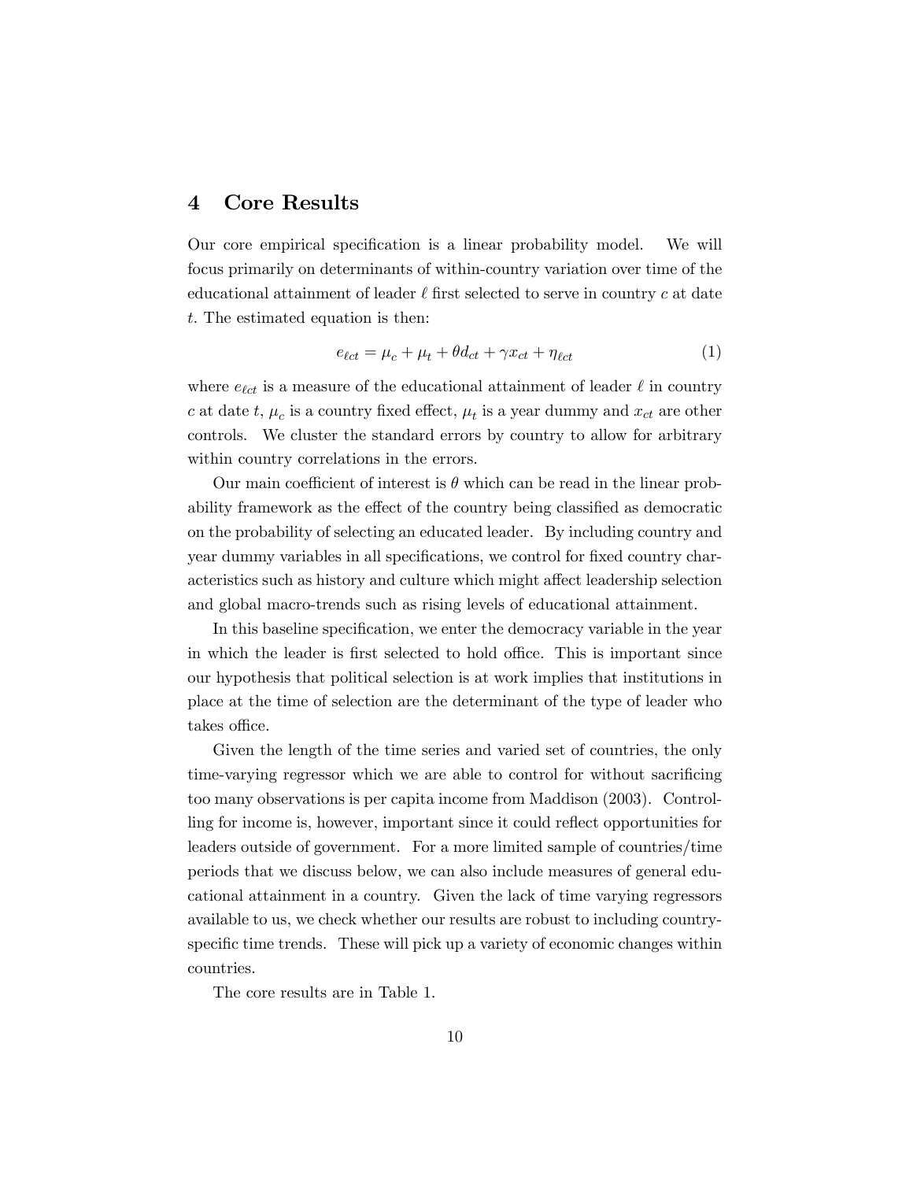## 4 Core Results

Our core empirical specification is a linear probability model. We will focus primarily on determinants of within-country variation over time of the educational attainment of leader $\ell$ first selected to serve in country $c$ at date $t$. The estimated equation is then:

$$e_{\ell ct} = \mu_c + \mu_t + \theta d_{ct} + \gamma x_{ct} + \eta_{\ell ct} \tag{1}$$

where $e_{\ell ct}$ is a measure of the educational attainment of leader $\ell$ in country $c$ at date $t$, $\mu_c$ is a country fixed effect, $\mu_t$ is a year dummy and $x_{ct}$ are other controls. We cluster the standard errors by country to allow for arbitrary within country correlations in the errors.

Our main coefficient of interest is $\theta$ which can be read in the linear probability framework as the effect of the country being classified as democratic on the probability of selecting an educated leader. By including country and year dummy variables in all specifications, we control for fixed country characteristics such as history and culture which might affect leadership selection and global macro-trends such as rising levels of educational attainment.

In this baseline specification, we enter the democracy variable in the year in which the leader is first selected to hold office. This is important since our hypothesis that political selection is at work implies that institutions in place at the time of selection are the determinant of the type of leader who takes office.

Given the length of the time series and varied set of countries, the only time-varying regressor which we are able to control for without sacrificing too many observations is per capita income from Maddison (2003). Controlling for income is, however, important since it could reflect opportunities for leaders outside of government. For a more limited sample of countries/time periods that we discuss below, we can also include measures of general educational attainment in a country. Given the lack of time varying regressors available to us, we check whether our results are robust to including country-specific time trends. These will pick up a variety of economic changes within countries.

The core results are in Table 1.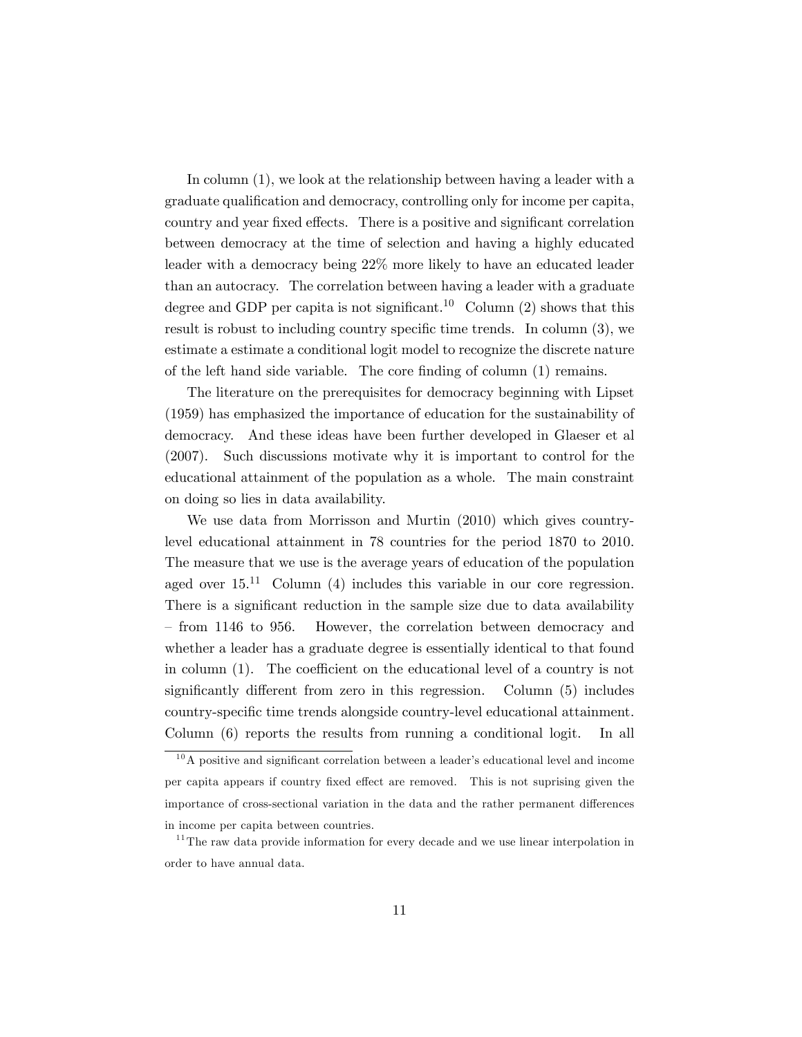In column (1), we look at the relationship between having a leader with a graduate qualification and democracy, controlling only for income per capita, country and year fixed effects. There is a positive and significant correlation between democracy at the time of selection and having a highly educated leader with a democracy being 22% more likely to have an educated leader than an autocracy. The correlation between having a leader with a graduate degree and GDP per capita is not significant.[10] Column (2) shows that this result is robust to including country specific time trends. In column (3), we estimate a estimate a conditional logit model to recognize the discrete nature of the left hand side variable. The core finding of column (1) remains.

The literature on the prerequisites for democracy beginning with Lipset (1959) has emphasized the importance of education for the sustainability of democracy. And these ideas have been further developed in Glaeser et al (2007). Such discussions motivate why it is important to control for the educational attainment of the population as a whole. The main constraint on doing so lies in data availability.

We use data from Morrisson and Murtin (2010) which gives country-level educational attainment in 78 countries for the period 1870 to 2010. The measure that we use is the average years of education of the population aged over 15.[11] Column (4) includes this variable in our core regression. There is a significant reduction in the sample size due to data availability – from 1146 to 956. However, the correlation between democracy and whether a leader has a graduate degree is essentially identical to that found in column (1). The coefficient on the educational level of a country is not significantly different from zero in this regression. Column (5) includes country-specific time trends alongside country-level educational attainment. Column (6) reports the results from running a conditional logit. In all

[10] A positive and significant correlation between a leader's educational level and income per capita appears if country fixed effect are removed. This is not suprising given the importance of cross-sectional variation in the data and the rather permanent differences in income per capita between countries.

[11] The raw data provide information for every decade and we use linear interpolation in order to have annual data.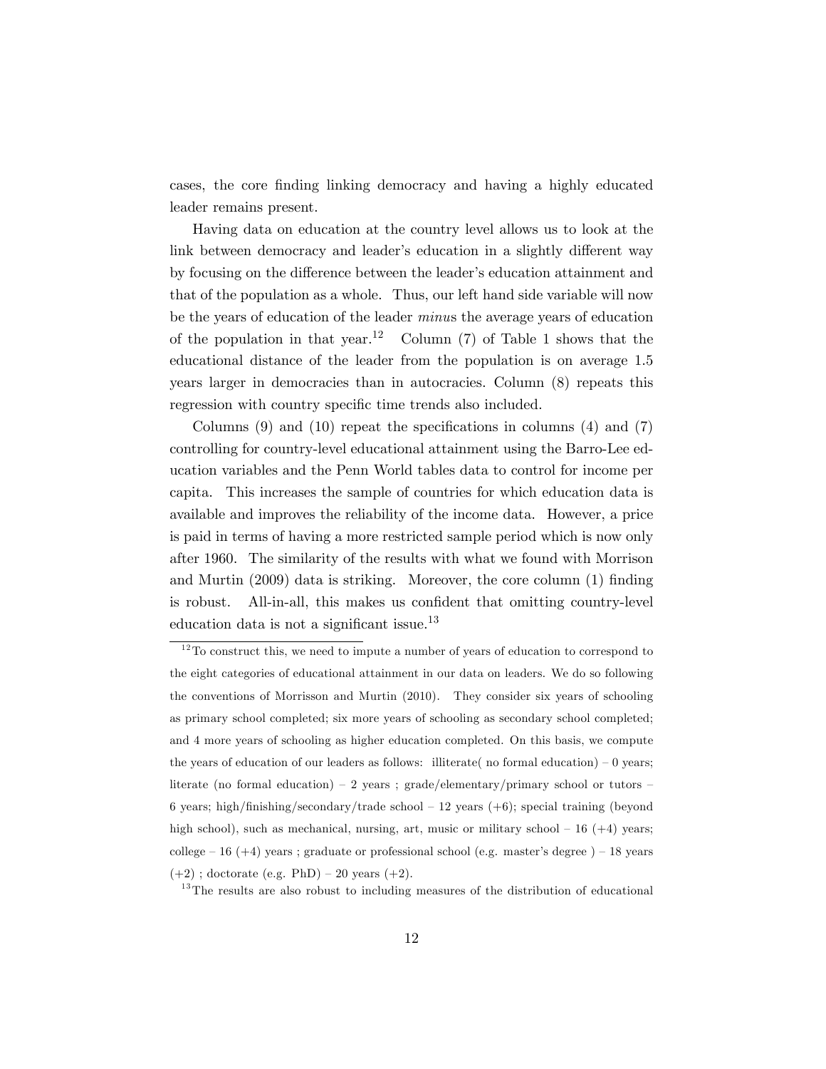cases, the core finding linking democracy and having a highly educated leader remains present.

Having data on education at the country level allows us to look at the link between democracy and leader's education in a slightly different way by focusing on the difference between the leader's education attainment and that of the population as a whole. Thus, our left hand side variable will now be the years of education of the leader *minus* the average years of education of the population in that year.[12] Column (7) of Table 1 shows that the educational distance of the leader from the population is on average 1.5 years larger in democracies than in autocracies. Column (8) repeats this regression with country specific time trends also included.

Columns (9) and (10) repeat the specifications in columns (4) and (7) controlling for country-level educational attainment using the Barro-Lee education variables and the Penn World tables data to control for income per capita. This increases the sample of countries for which education data is available and improves the reliability of the income data. However, a price is paid in terms of having a more restricted sample period which is now only after 1960. The similarity of the results with what we found with Morrison and Murtin (2009) data is striking. Moreover, the core column (1) finding is robust. All-in-all, this makes us confident that omitting country-level education data is not a significant issue.[13]

---

[12] To construct this, we need to impute a number of years of education to correspond to the eight categories of educational attainment in our data on leaders. We do so following the conventions of Morrisson and Murtin (2010). They consider six years of schooling as primary school completed; six more years of schooling as secondary school completed; and 4 more years of schooling as higher education completed. On this basis, we compute the years of education of our leaders as follows: illiterate( no formal education) – 0 years; literate (no formal education) – 2 years ; grade/elementary/primary school or tutors – 6 years; high/finishing/secondary/trade school – 12 years (+6); special training (beyond high school), such as mechanical, nursing, art, music or military school – 16 (+4) years; college – 16 (+4) years ; graduate or professional school (e.g. master's degree ) – 18 years (+2) ; doctorate (e.g. PhD) – 20 years (+2).

[13] The results are also robust to including measures of the distribution of educational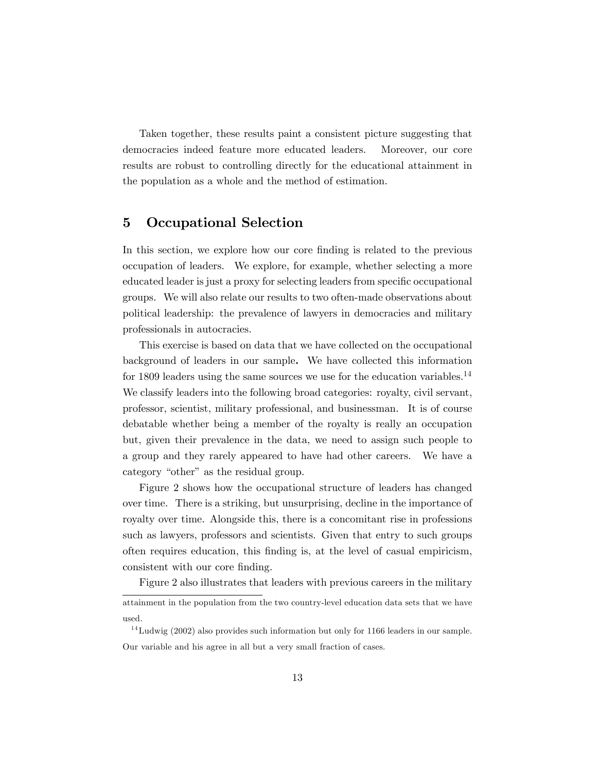Taken together, these results paint a consistent picture suggesting that democracies indeed feature more educated leaders. Moreover, our core results are robust to controlling directly for the educational attainment in the population as a whole and the method of estimation.

## 5 Occupational Selection

In this section, we explore how our core finding is related to the previous occupation of leaders. We explore, for example, whether selecting a more educated leader is just a proxy for selecting leaders from specific occupational groups. We will also relate our results to two often-made observations about political leadership: the prevalence of lawyers in democracies and military professionals in autocracies.

This exercise is based on data that we have collected on the occupational background of leaders in our sample. We have collected this information for 1809 leaders using the same sources we use for the education variables.[14] We classify leaders into the following broad categories: royalty, civil servant, professor, scientist, military professional, and businessman. It is of course debatable whether being a member of the royalty is really an occupation but, given their prevalence in the data, we need to assign such people to a group and they rarely appeared to have had other careers. We have a category "other" as the residual group.

Figure 2 shows how the occupational structure of leaders has changed over time. There is a striking, but unsurprising, decline in the importance of royalty over time. Alongside this, there is a concomitant rise in professions such as lawyers, professors and scientists. Given that entry to such groups often requires education, this finding is, at the level of casual empiricism, consistent with our core finding.

Figure 2 also illustrates that leaders with previous careers in the military

---

attainment in the population from the two country-level education data sets that we have used.

[14] Ludwig (2002) also provides such information but only for 1166 leaders in our sample. Our variable and his agree in all but a very small fraction of cases.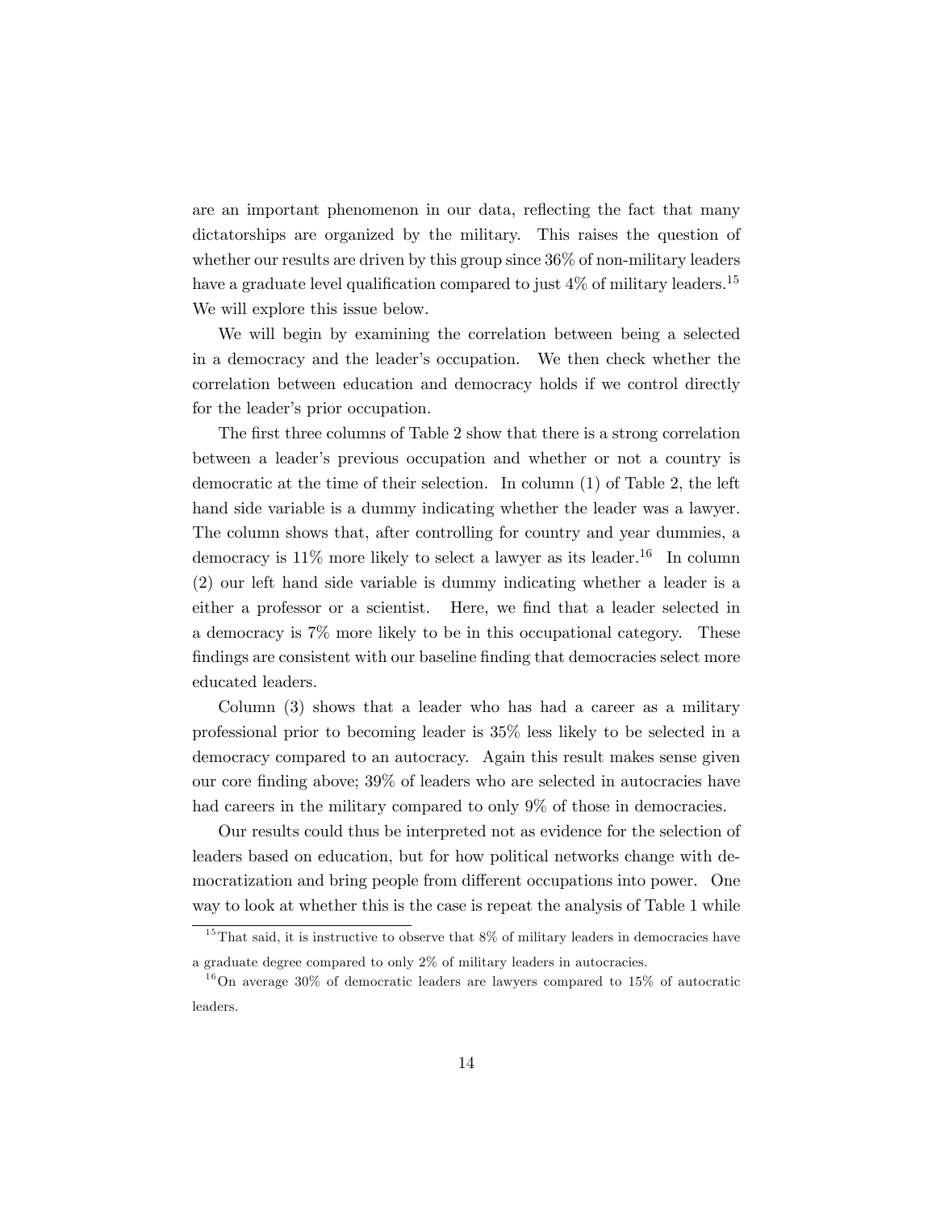are an important phenomenon in our data, reflecting the fact that many dictatorships are organized by the military. This raises the question of whether our results are driven by this group since 36% of non-military leaders have a graduate level qualification compared to just 4% of military leaders.[15] We will explore this issue below.

We will begin by examining the correlation between being a selected in a democracy and the leader's occupation. We then check whether the correlation between education and democracy holds if we control directly for the leader's prior occupation.

The first three columns of Table 2 show that there is a strong correlation between a leader's previous occupation and whether or not a country is democratic at the time of their selection. In column (1) of Table 2, the left hand side variable is a dummy indicating whether the leader was a lawyer. The column shows that, after controlling for country and year dummies, a democracy is 11% more likely to select a lawyer as its leader.[16] In column (2) our left hand side variable is dummy indicating whether a leader is a either a professor or a scientist. Here, we find that a leader selected in a democracy is 7% more likely to be in this occupational category. These findings are consistent with our baseline finding that democracies select more educated leaders.

Column (3) shows that a leader who has had a career as a military professional prior to becoming leader is 35% less likely to be selected in a democracy compared to an autocracy. Again this result makes sense given our core finding above; 39% of leaders who are selected in autocracies have had careers in the military compared to only 9% of those in democracies.

Our results could thus be interpreted not as evidence for the selection of leaders based on education, but for how political networks change with democratization and bring people from different occupations into power. One way to look at whether this is the case is repeat the analysis of Table 1 while

[15] That said, it is instructive to observe that 8% of military leaders in democracies have a graduate degree compared to only 2% of military leaders in autocracies.

[16] On average 30% of democratic leaders are lawyers compared to 15% of autocratic leaders.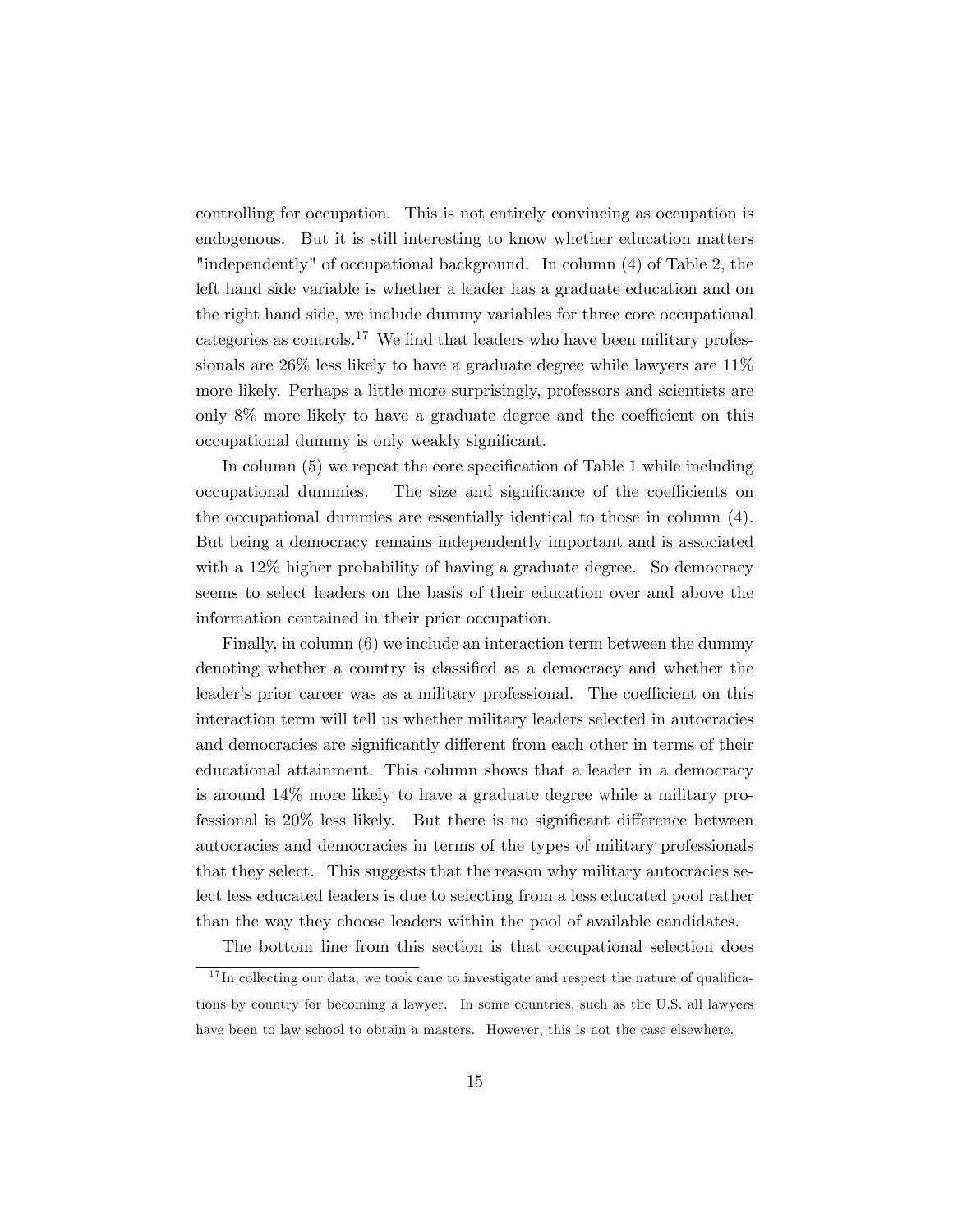controlling for occupation. This is not entirely convincing as occupation is endogenous. But it is still interesting to know whether education matters "independently" of occupational background. In column (4) of Table 2, the left hand side variable is whether a leader has a graduate education and on the right hand side, we include dummy variables for three core occupational categories as controls.[17] We find that leaders who have been military professionals are 26% less likely to have a graduate degree while lawyers are 11% more likely. Perhaps a little more surprisingly, professors and scientists are only 8% more likely to have a graduate degree and the coefficient on this occupational dummy is only weakly significant.

In column (5) we repeat the core specification of Table 1 while including occupational dummies. The size and significance of the coefficients on the occupational dummies are essentially identical to those in column (4). But being a democracy remains independently important and is associated with a 12% higher probability of having a graduate degree. So democracy seems to select leaders on the basis of their education over and above the information contained in their prior occupation.

Finally, in column (6) we include an interaction term between the dummy denoting whether a country is classified as a democracy and whether the leader's prior career was as a military professional. The coefficient on this interaction term will tell us whether military leaders selected in autocracies and democracies are significantly different from each other in terms of their educational attainment. This column shows that a leader in a democracy is around 14% more likely to have a graduate degree while a military professional is 20% less likely. But there is no significant difference between autocracies and democracies in terms of the types of military professionals that they select. This suggests that the reason why military autocracies select less educated leaders is due to selecting from a less educated pool rather than the way they choose leaders within the pool of available candidates.

The bottom line from this section is that occupational selection does

[17] In collecting our data, we took care to investigate and respect the nature of qualifications by country for becoming a lawyer. In some countries, such as the U.S. all lawyers have been to law school to obtain a masters. However, this is not the case elsewhere.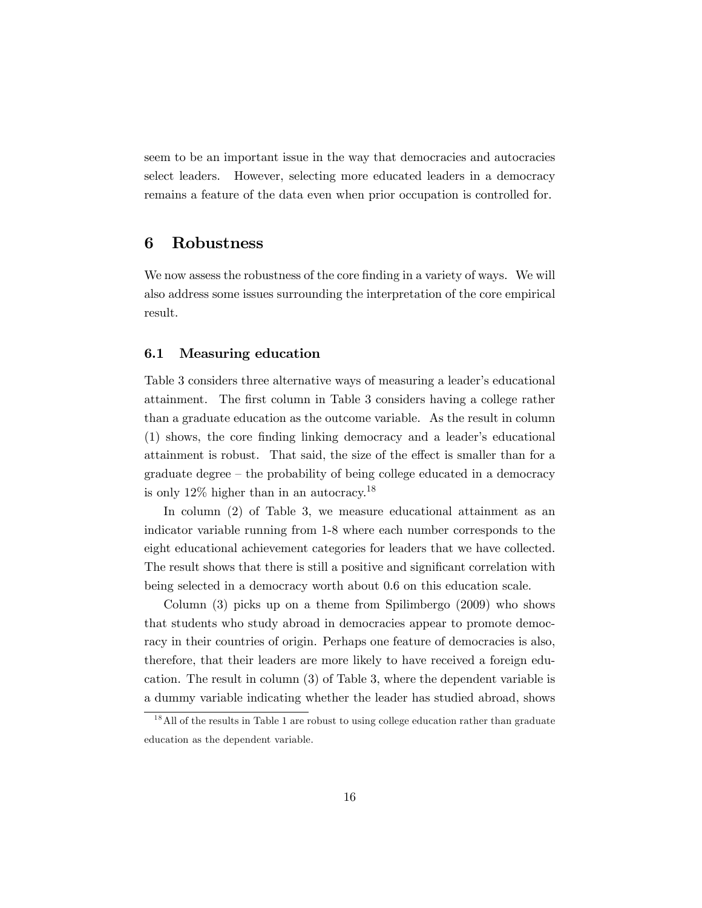seem to be an important issue in the way that democracies and autocracies select leaders. However, selecting more educated leaders in a democracy remains a feature of the data even when prior occupation is controlled for.

# 6 Robustness

We now assess the robustness of the core finding in a variety of ways. We will also address some issues surrounding the interpretation of the core empirical result.

## 6.1 Measuring education

Table 3 considers three alternative ways of measuring a leader's educational attainment. The first column in Table 3 considers having a college rather than a graduate education as the outcome variable. As the result in column (1) shows, the core finding linking democracy and a leader's educational attainment is robust. That said, the size of the effect is smaller than for a graduate degree – the probability of being college educated in a democracy is only 12% higher than in an autocracy.[18]

In column (2) of Table 3, we measure educational attainment as an indicator variable running from 1-8 where each number corresponds to the eight educational achievement categories for leaders that we have collected. The result shows that there is still a positive and significant correlation with being selected in a democracy worth about 0.6 on this education scale.

Column (3) picks up on a theme from Spilimbergo (2009) who shows that students who study abroad in democracies appear to promote democracy in their countries of origin. Perhaps one feature of democracies is also, therefore, that their leaders are more likely to have received a foreign education. The result in column (3) of Table 3, where the dependent variable is a dummy variable indicating whether the leader has studied abroad, shows

[18] All of the results in Table 1 are robust to using college education rather than graduate education as the dependent variable.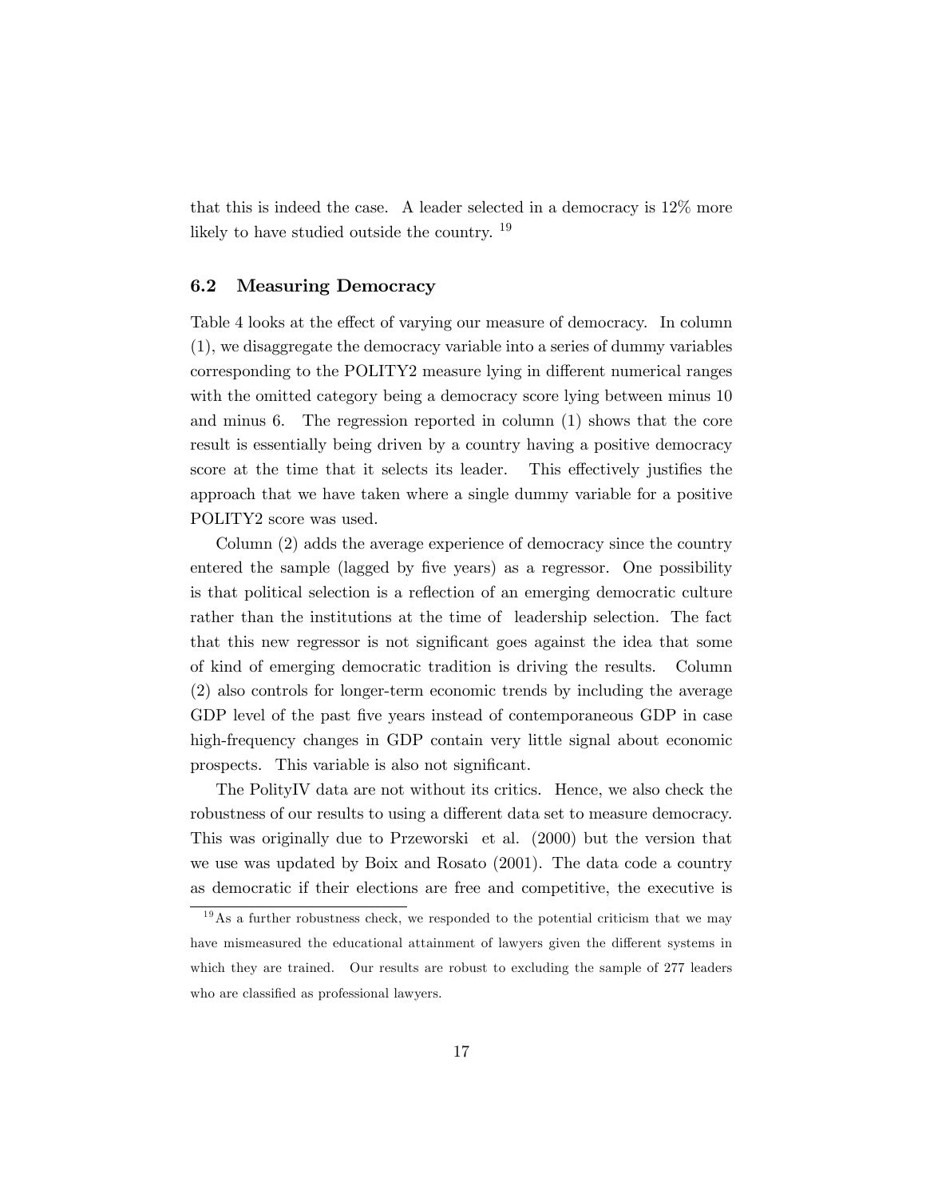that this is indeed the case. A leader selected in a democracy is 12% more likely to have studied outside the country. [19]

### 6.2 Measuring Democracy

Table 4 looks at the effect of varying our measure of democracy. In column (1), we disaggregate the democracy variable into a series of dummy variables corresponding to the POLITY2 measure lying in different numerical ranges with the omitted category being a democracy score lying between minus 10 and minus 6. The regression reported in column (1) shows that the core result is essentially being driven by a country having a positive democracy score at the time that it selects its leader. This effectively justifies the approach that we have taken where a single dummy variable for a positive POLITY2 score was used.

Column (2) adds the average experience of democracy since the country entered the sample (lagged by five years) as a regressor. One possibility is that political selection is a reflection of an emerging democratic culture rather than the institutions at the time of leadership selection. The fact that this new regressor is not significant goes against the idea that some of kind of emerging democratic tradition is driving the results. Column (2) also controls for longer-term economic trends by including the average GDP level of the past five years instead of contemporaneous GDP in case high-frequency changes in GDP contain very little signal about economic prospects. This variable is also not significant.

The PolityIV data are not without its critics. Hence, we also check the robustness of our results to using a different data set to measure democracy. This was originally due to Przeworski et al. (2000) but the version that we use was updated by Boix and Rosato (2001). The data code a country as democratic if their elections are free and competitive, the executive is

[19] As a further robustness check, we responded to the potential criticism that we may have mismeasured the educational attainment of lawyers given the different systems in which they are trained. Our results are robust to excluding the sample of 277 leaders who are classified as professional lawyers.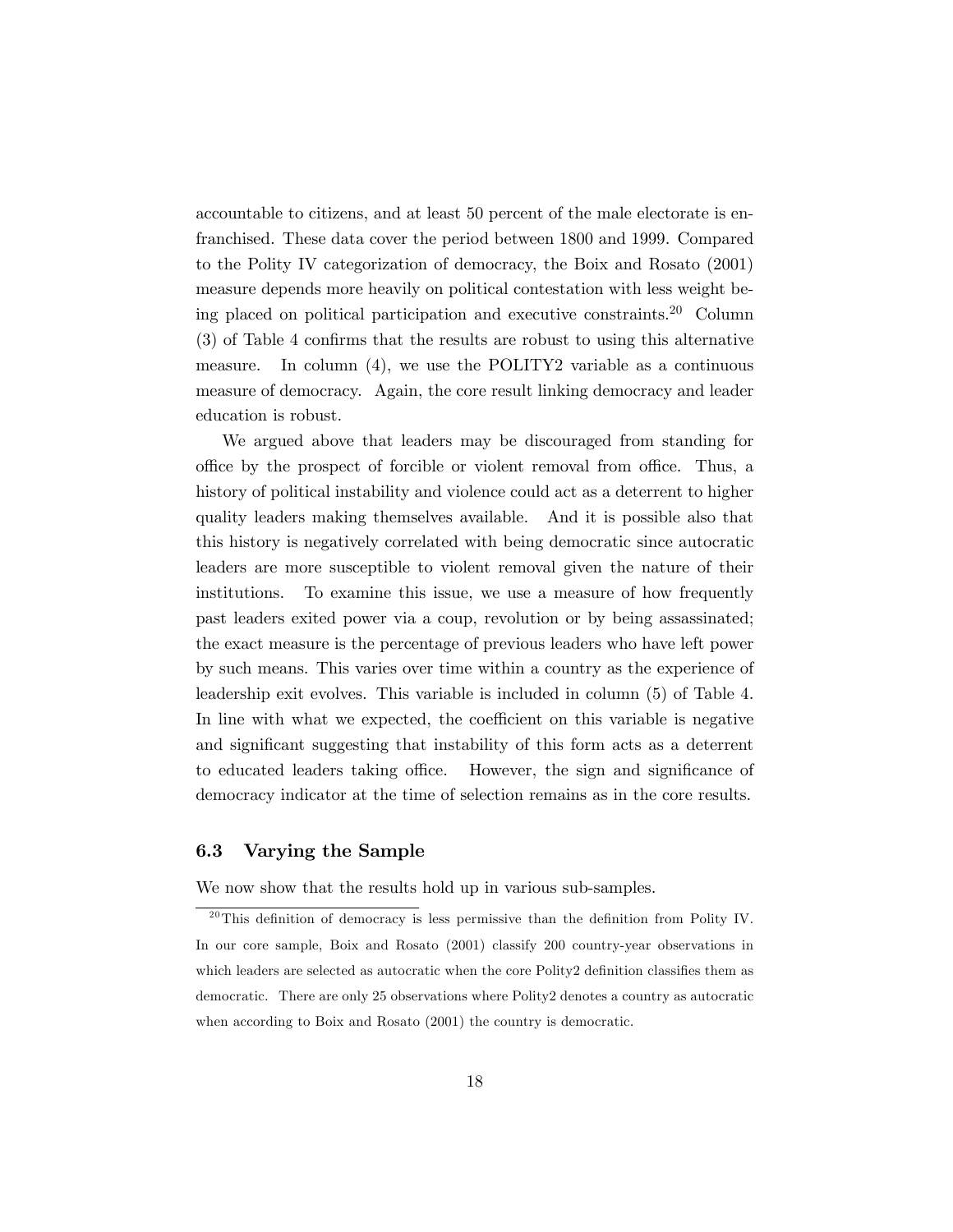accountable to citizens, and at least 50 percent of the male electorate is enfranchised. These data cover the period between 1800 and 1999. Compared to the Polity IV categorization of democracy, the Boix and Rosato (2001) measure depends more heavily on political contestation with less weight being placed on political participation and executive constraints.[20] Column (3) of Table 4 confirms that the results are robust to using this alternative measure. In column (4), we use the POLITY2 variable as a continuous measure of democracy. Again, the core result linking democracy and leader education is robust.

We argued above that leaders may be discouraged from standing for office by the prospect of forcible or violent removal from office. Thus, a history of political instability and violence could act as a deterrent to higher quality leaders making themselves available. And it is possible also that this history is negatively correlated with being democratic since autocratic leaders are more susceptible to violent removal given the nature of their institutions. To examine this issue, we use a measure of how frequently past leaders exited power via a coup, revolution or by being assassinated; the exact measure is the percentage of previous leaders who have left power by such means. This varies over time within a country as the experience of leadership exit evolves. This variable is included in column (5) of Table 4. In line with what we expected, the coefficient on this variable is negative and significant suggesting that instability of this form acts as a deterrent to educated leaders taking office. However, the sign and significance of democracy indicator at the time of selection remains as in the core results.

### 6.3 Varying the Sample

We now show that the results hold up in various sub-samples.

[20] This definition of democracy is less permissive than the definition from Polity IV. In our core sample, Boix and Rosato (2001) classify 200 country-year observations in which leaders are selected as autocratic when the core Polity2 definition classifies them as democratic. There are only 25 observations where Polity2 denotes a country as autocratic when according to Boix and Rosato (2001) the country is democratic.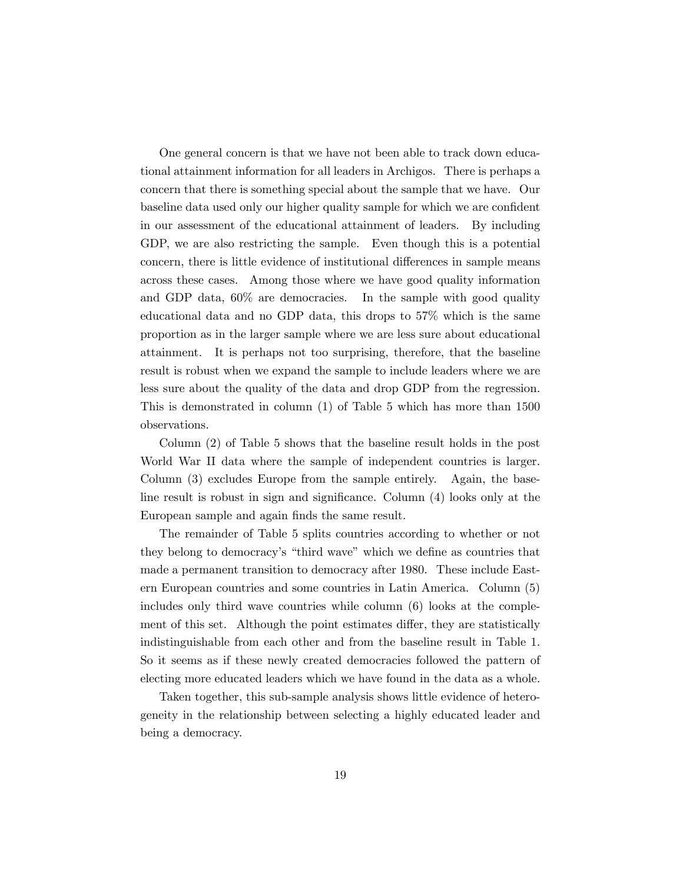One general concern is that we have not been able to track down educational attainment information for all leaders in Archigos. There is perhaps a concern that there is something special about the sample that we have. Our baseline data used only our higher quality sample for which we are confident in our assessment of the educational attainment of leaders. By including GDP, we are also restricting the sample. Even though this is a potential concern, there is little evidence of institutional differences in sample means across these cases. Among those where we have good quality information and GDP data, 60% are democracies. In the sample with good quality educational data and no GDP data, this drops to 57% which is the same proportion as in the larger sample where we are less sure about educational attainment. It is perhaps not too surprising, therefore, that the baseline result is robust when we expand the sample to include leaders where we are less sure about the quality of the data and drop GDP from the regression. This is demonstrated in column (1) of Table 5 which has more than 1500 observations.

Column (2) of Table 5 shows that the baseline result holds in the post World War II data where the sample of independent countries is larger. Column (3) excludes Europe from the sample entirely. Again, the baseline result is robust in sign and significance. Column (4) looks only at the European sample and again finds the same result.

The remainder of Table 5 splits countries according to whether or not they belong to democracy's "third wave" which we define as countries that made a permanent transition to democracy after 1980. These include Eastern European countries and some countries in Latin America. Column (5) includes only third wave countries while column (6) looks at the complement of this set. Although the point estimates differ, they are statistically indistinguishable from each other and from the baseline result in Table 1. So it seems as if these newly created democracies followed the pattern of electing more educated leaders which we have found in the data as a whole.

Taken together, this sub-sample analysis shows little evidence of heterogeneity in the relationship between selecting a highly educated leader and being a democracy.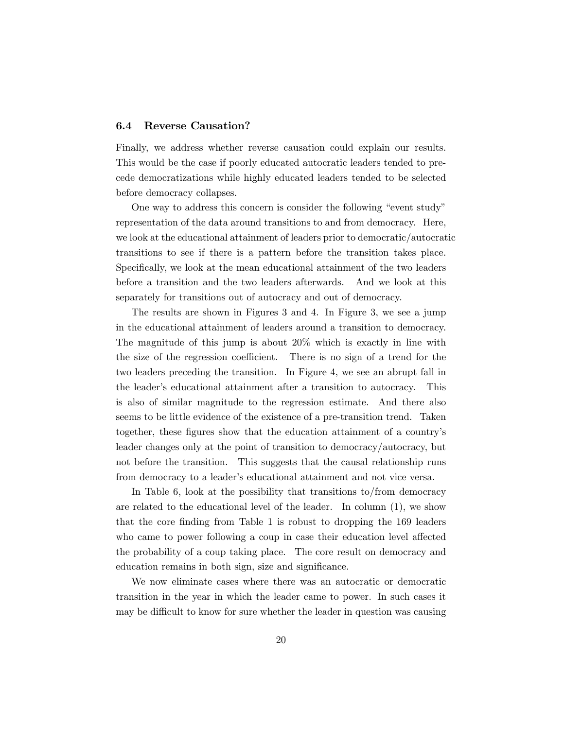### 6.4 Reverse Causation?

Finally, we address whether reverse causation could explain our results. This would be the case if poorly educated autocratic leaders tended to precede democratizations while highly educated leaders tended to be selected before democracy collapses.

One way to address this concern is consider the following "event study" representation of the data around transitions to and from democracy. Here, we look at the educational attainment of leaders prior to democratic/autocratic transitions to see if there is a pattern before the transition takes place. Specifically, we look at the mean educational attainment of the two leaders before a transition and the two leaders afterwards. And we look at this separately for transitions out of autocracy and out of democracy.

The results are shown in Figures 3 and 4. In Figure 3, we see a jump in the educational attainment of leaders around a transition to democracy. The magnitude of this jump is about 20% which is exactly in line with the size of the regression coefficient. There is no sign of a trend for the two leaders preceding the transition. In Figure 4, we see an abrupt fall in the leader's educational attainment after a transition to autocracy. This is also of similar magnitude to the regression estimate. And there also seems to be little evidence of the existence of a pre-transition trend. Taken together, these figures show that the education attainment of a country's leader changes only at the point of transition to democracy/autocracy, but not before the transition. This suggests that the causal relationship runs from democracy to a leader's educational attainment and not vice versa.

In Table 6, look at the possibility that transitions to/from democracy are related to the educational level of the leader. In column (1), we show that the core finding from Table 1 is robust to dropping the 169 leaders who came to power following a coup in case their education level affected the probability of a coup taking place. The core result on democracy and education remains in both sign, size and significance.

We now eliminate cases where there was an autocratic or democratic transition in the year in which the leader came to power. In such cases it may be difficult to know for sure whether the leader in question was causing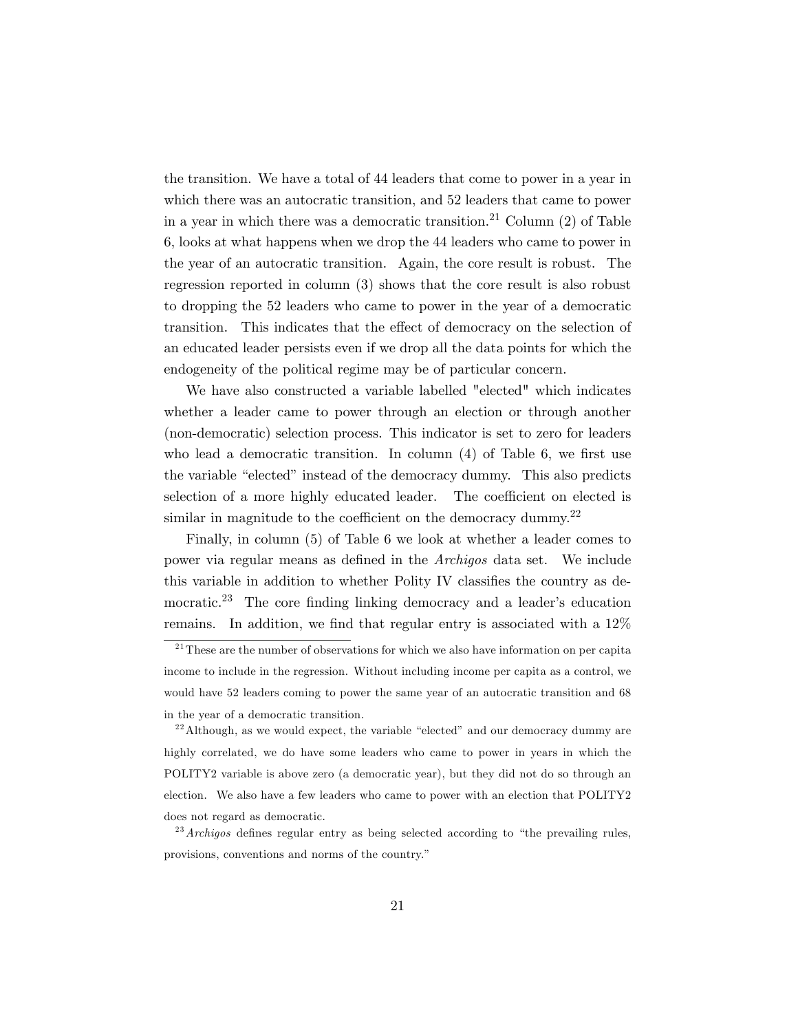the transition. We have a total of 44 leaders that come to power in a year in which there was an autocratic transition, and 52 leaders that came to power in a year in which there was a democratic transition.[21] Column (2) of Table 6, looks at what happens when we drop the 44 leaders who came to power in the year of an autocratic transition. Again, the core result is robust. The regression reported in column (3) shows that the core result is also robust to dropping the 52 leaders who came to power in the year of a democratic transition. This indicates that the effect of democracy on the selection of an educated leader persists even if we drop all the data points for which the endogeneity of the political regime may be of particular concern.

We have also constructed a variable labelled "elected" which indicates whether a leader came to power through an election or through another (non-democratic) selection process. This indicator is set to zero for leaders who lead a democratic transition. In column (4) of Table 6, we first use the variable "elected" instead of the democracy dummy. This also predicts selection of a more highly educated leader. The coefficient on elected is similar in magnitude to the coefficient on the democracy dummy.[22]

Finally, in column (5) of Table 6 we look at whether a leader comes to power via regular means as defined in the *Archigos* data set. We include this variable in addition to whether Polity IV classifies the country as democratic.[23] The core finding linking democracy and a leader's education remains. In addition, we find that regular entry is associated with a 12%

---

[21] These are the number of observations for which we also have information on per capita income to include in the regression. Without including income per capita as a control, we would have 52 leaders coming to power the same year of an autocratic transition and 68 in the year of a democratic transition.

[22] Although, as we would expect, the variable "elected" and our democracy dummy are highly correlated, we do have some leaders who came to power in years in which the POLITY2 variable is above zero (a democratic year), but they did not do so through an election. We also have a few leaders who came to power with an election that POLITY2 does not regard as democratic.

[23] *Archigos* defines regular entry as being selected according to "the prevailing rules, provisions, conventions and norms of the country."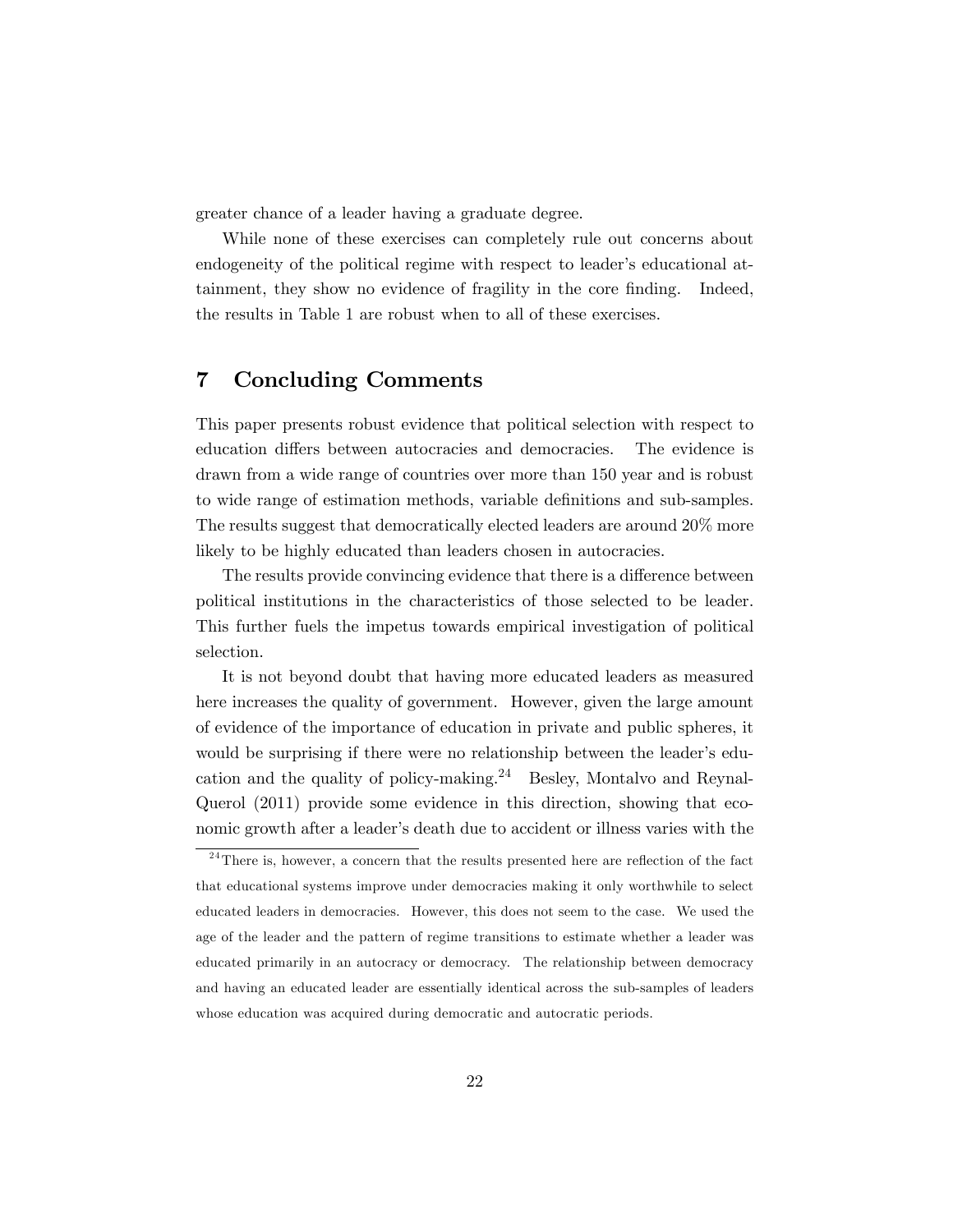greater chance of a leader having a graduate degree.

While none of these exercises can completely rule out concerns about endogeneity of the political regime with respect to leader's educational attainment, they show no evidence of fragility in the core finding. Indeed, the results in Table 1 are robust when to all of these exercises.

## 7 Concluding Comments

This paper presents robust evidence that political selection with respect to education differs between autocracies and democracies. The evidence is drawn from a wide range of countries over more than 150 year and is robust to wide range of estimation methods, variable definitions and sub-samples. The results suggest that democratically elected leaders are around 20% more likely to be highly educated than leaders chosen in autocracies.

The results provide convincing evidence that there is a difference between political institutions in the characteristics of those selected to be leader. This further fuels the impetus towards empirical investigation of political selection.

It is not beyond doubt that having more educated leaders as measured here increases the quality of government. However, given the large amount of evidence of the importance of education in private and public spheres, it would be surprising if there were no relationship between the leader's education and the quality of policy-making.[24] Besley, Montalvo and Reynal-Querol (2011) provide some evidence in this direction, showing that economic growth after a leader's death due to accident or illness varies with the

[24] There is, however, a concern that the results presented here are reflection of the fact that educational systems improve under democracies making it only worthwhile to select educated leaders in democracies. However, this does not seem to the case. We used the age of the leader and the pattern of regime transitions to estimate whether a leader was educated primarily in an autocracy or democracy. The relationship between democracy and having an educated leader are essentially identical across the sub-samples of leaders whose education was acquired during democratic and autocratic periods.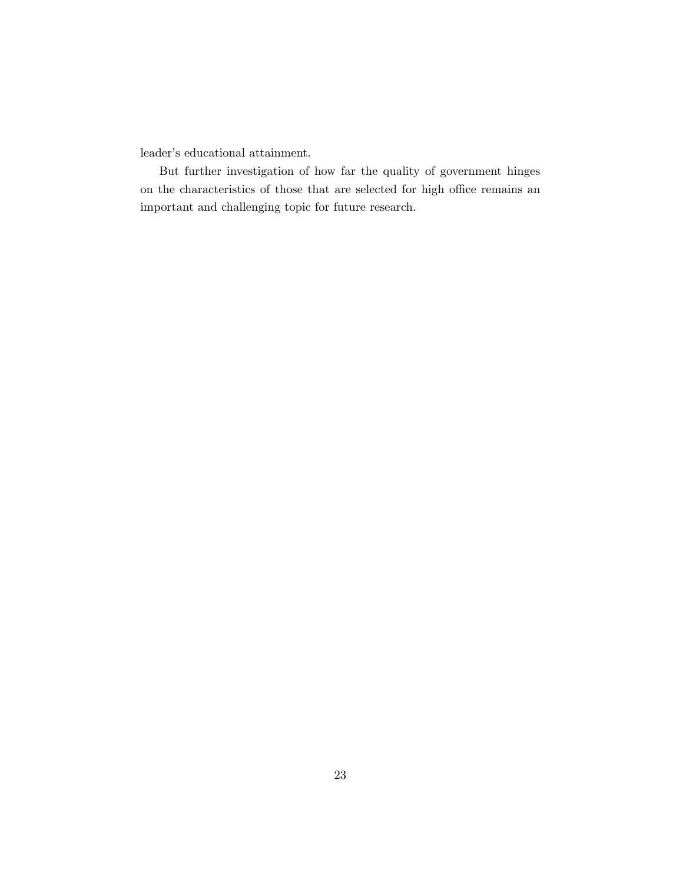leader's educational attainment.

But further investigation of how far the quality of government hinges on the characteristics of those that are selected for high office remains an important and challenging topic for future research.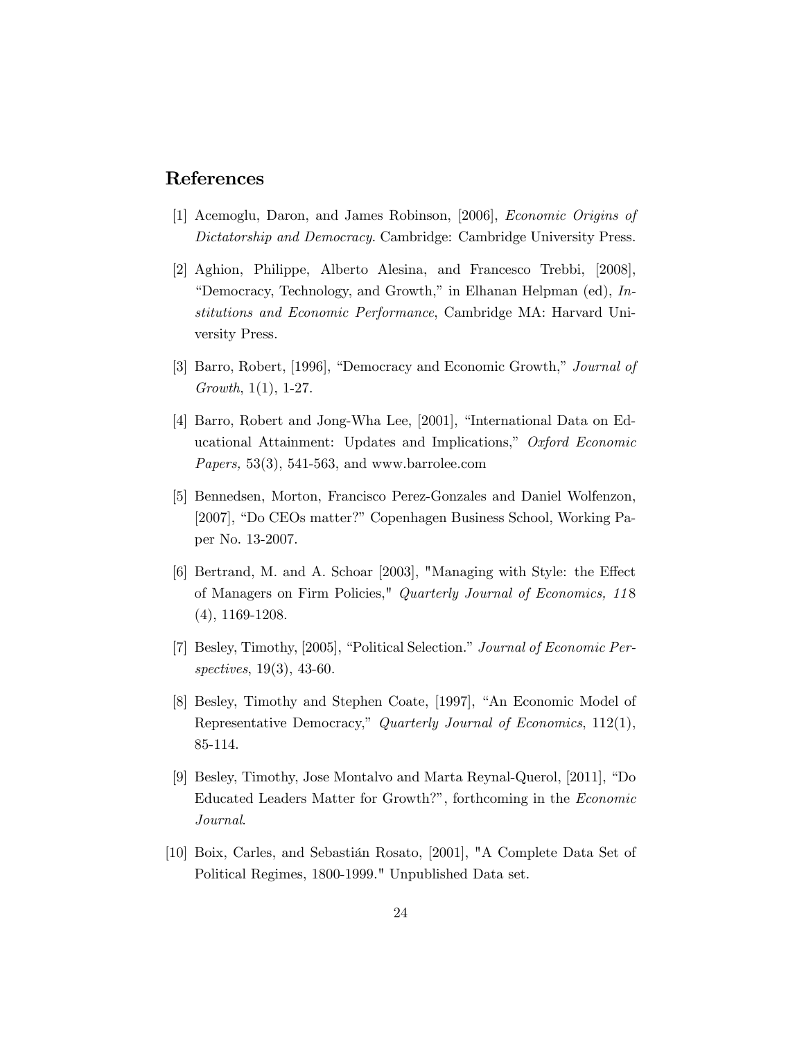## References

[1] Acemoglu, Daron, and James Robinson, [2006], *Economic Origins of Dictatorship and Democracy*. Cambridge: Cambridge University Press.

[2] Aghion, Philippe, Alberto Alesina, and Francesco Trebbi, [2008], "Democracy, Technology, and Growth," in Elhanan Helpman (ed), *Institutions and Economic Performance*, Cambridge MA: Harvard University Press.

[3] Barro, Robert, [1996], "Democracy and Economic Growth," *Journal of Growth*, 1(1), 1-27.

[4] Barro, Robert and Jong-Wha Lee, [2001], "International Data on Educational Attainment: Updates and Implications," *Oxford Economic Papers,* 53(3), 541-563, and www.barrolee.com

[5] Bennedsen, Morton, Francisco Perez-Gonzales and Daniel Wolfenzon, [2007], "Do CEOs matter?" Copenhagen Business School, Working Paper No. 13-2007.

[6] Bertrand, M. and A. Schoar [2003], "Managing with Style: the Effect of Managers on Firm Policies," *Quarterly Journal of Economics, 118* (4), 1169-1208.

[7] Besley, Timothy, [2005], "Political Selection." *Journal of Economic Perspectives*, 19(3), 43-60.

[8] Besley, Timothy and Stephen Coate, [1997], "An Economic Model of Representative Democracy," *Quarterly Journal of Economics*, 112(1), 85-114.

[9] Besley, Timothy, Jose Montalvo and Marta Reynal-Querol, [2011], "Do Educated Leaders Matter for Growth?", forthcoming in the *Economic Journal*.

[10] Boix, Carles, and Sebastián Rosato, [2001], "A Complete Data Set of Political Regimes, 1800-1999." Unpublished Data set.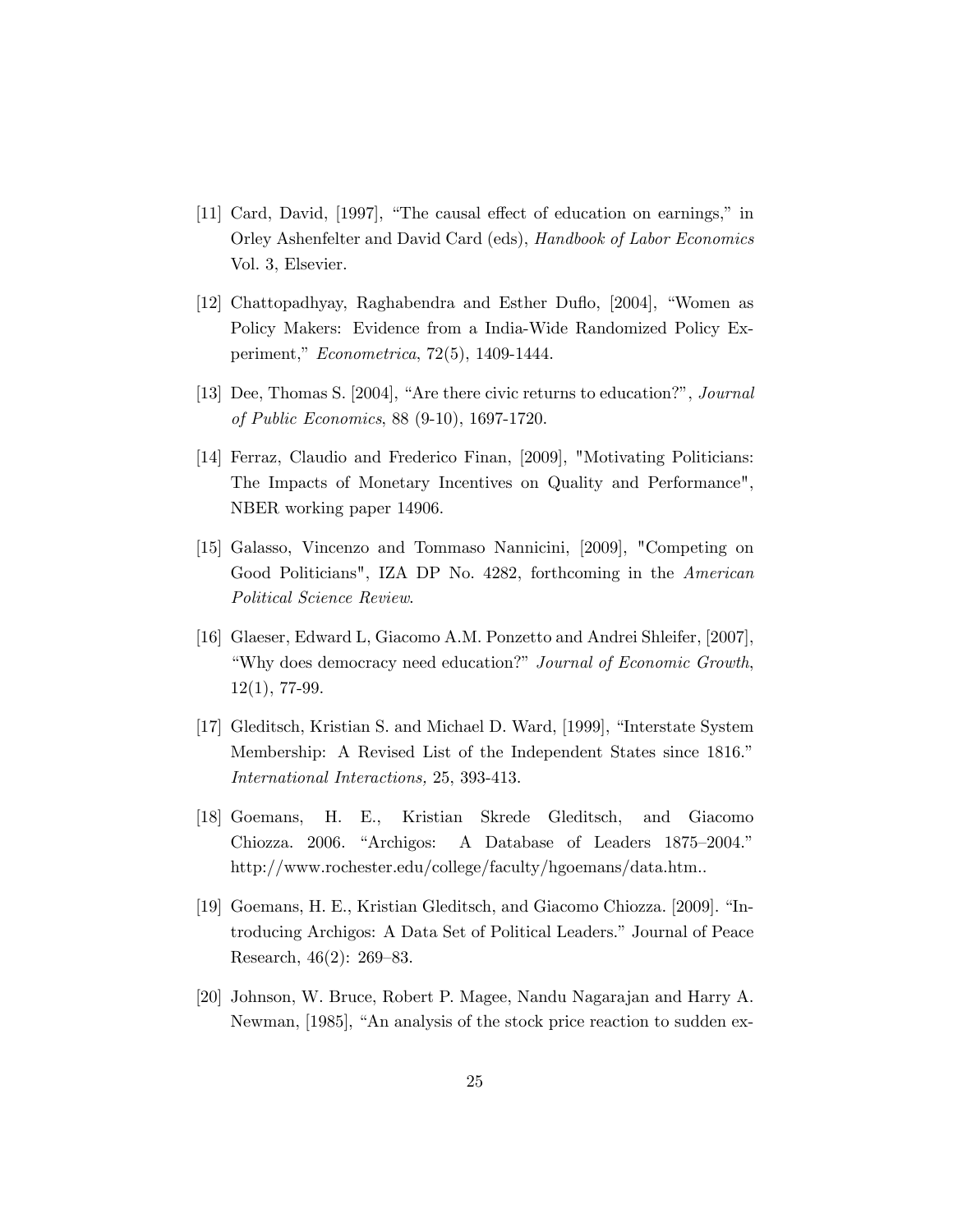[11] Card, David, [1997], "The causal effect of education on earnings," in Orley Ashenfelter and David Card (eds), *Handbook of Labor Economics* Vol. 3, Elsevier.

[12] Chattopadhyay, Raghabendra and Esther Duflo, [2004], "Women as Policy Makers: Evidence from a India-Wide Randomized Policy Experiment," *Econometrica*, 72(5), 1409-1444.

[13] Dee, Thomas S. [2004], "Are there civic returns to education?", *Journal of Public Economics*, 88 (9-10), 1697-1720.

[14] Ferraz, Claudio and Frederico Finan, [2009], "Motivating Politicians: The Impacts of Monetary Incentives on Quality and Performance", NBER working paper 14906.

[15] Galasso, Vincenzo and Tommaso Nannicini, [2009], "Competing on Good Politicians", IZA DP No. 4282, forthcoming in the *American Political Science Review*.

[16] Glaeser, Edward L, Giacomo A.M. Ponzetto and Andrei Shleifer, [2007], "Why does democracy need education?" *Journal of Economic Growth*, 12(1), 77-99.

[17] Gleditsch, Kristian S. and Michael D. Ward, [1999], "Interstate System Membership: A Revised List of the Independent States since 1816." *International Interactions,* 25, 393-413.

[18] Goemans, H. E., Kristian Skrede Gleditsch, and Giacomo Chiozza. 2006. "Archigos: A Database of Leaders 1875–2004." http://www.rochester.edu/college/faculty/hgoemans/data.htm..

[19] Goemans, H. E., Kristian Gleditsch, and Giacomo Chiozza. [2009]. "Introducing Archigos: A Data Set of Political Leaders." Journal of Peace Research, 46(2): 269–83.

[20] Johnson, W. Bruce, Robert P. Magee, Nandu Nagarajan and Harry A. Newman, [1985], "An analysis of the stock price reaction to sudden ex-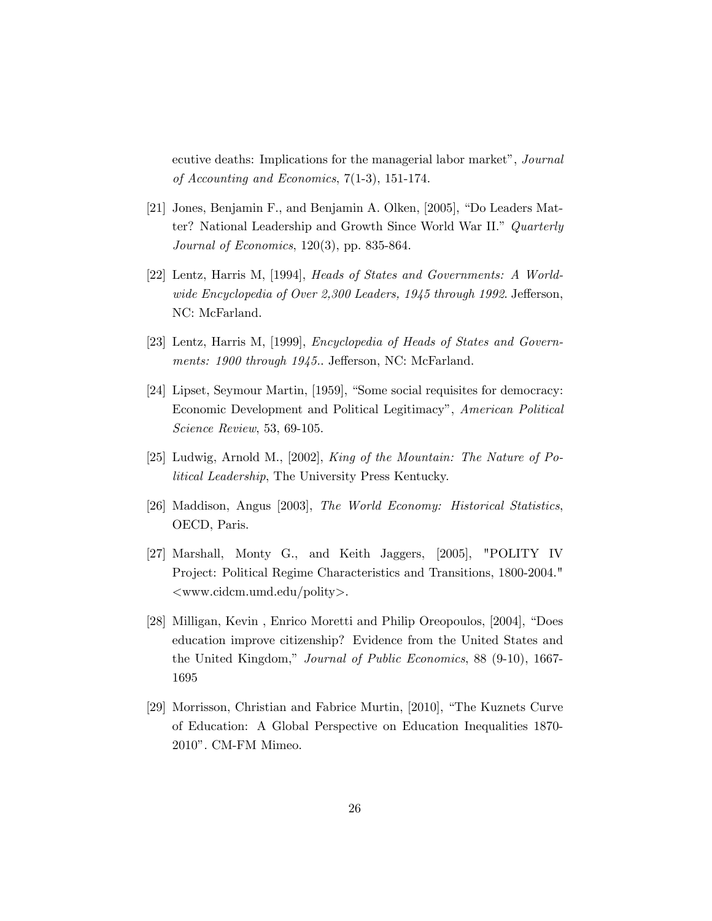ecutive deaths: Implications for the managerial labor market", *Journal of Accounting and Economics*, 7(1-3), 151-174.

[21] Jones, Benjamin F., and Benjamin A. Olken, [2005], "Do Leaders Matter? National Leadership and Growth Since World War II." *Quarterly Journal of Economics*, 120(3), pp. 835-864.

[22] Lentz, Harris M, [1994], *Heads of States and Governments: A Worldwide Encyclopedia of Over 2,300 Leaders, 1945 through 1992*. Jefferson, NC: McFarland.

[23] Lentz, Harris M, [1999], *Encyclopedia of Heads of States and Governments: 1900 through 1945.*. Jefferson, NC: McFarland.

[24] Lipset, Seymour Martin, [1959], "Some social requisites for democracy: Economic Development and Political Legitimacy", *American Political Science Review*, 53, 69-105.

[25] Ludwig, Arnold M., [2002], *King of the Mountain: The Nature of Political Leadership*, The University Press Kentucky.

[26] Maddison, Angus [2003], *The World Economy: Historical Statistics*, OECD, Paris.

[27] Marshall, Monty G., and Keith Jaggers, [2005], "POLITY IV Project: Political Regime Characteristics and Transitions, 1800-2004." <www.cidcm.umd.edu/polity>.

[28] Milligan, Kevin , Enrico Moretti and Philip Oreopoulos, [2004], "Does education improve citizenship? Evidence from the United States and the United Kingdom," *Journal of Public Economics*, 88 (9-10), 1667-1695

[29] Morrisson, Christian and Fabrice Murtin, [2010], "The Kuznets Curve of Education: A Global Perspective on Education Inequalities 1870-2010". CM-FM Mimeo.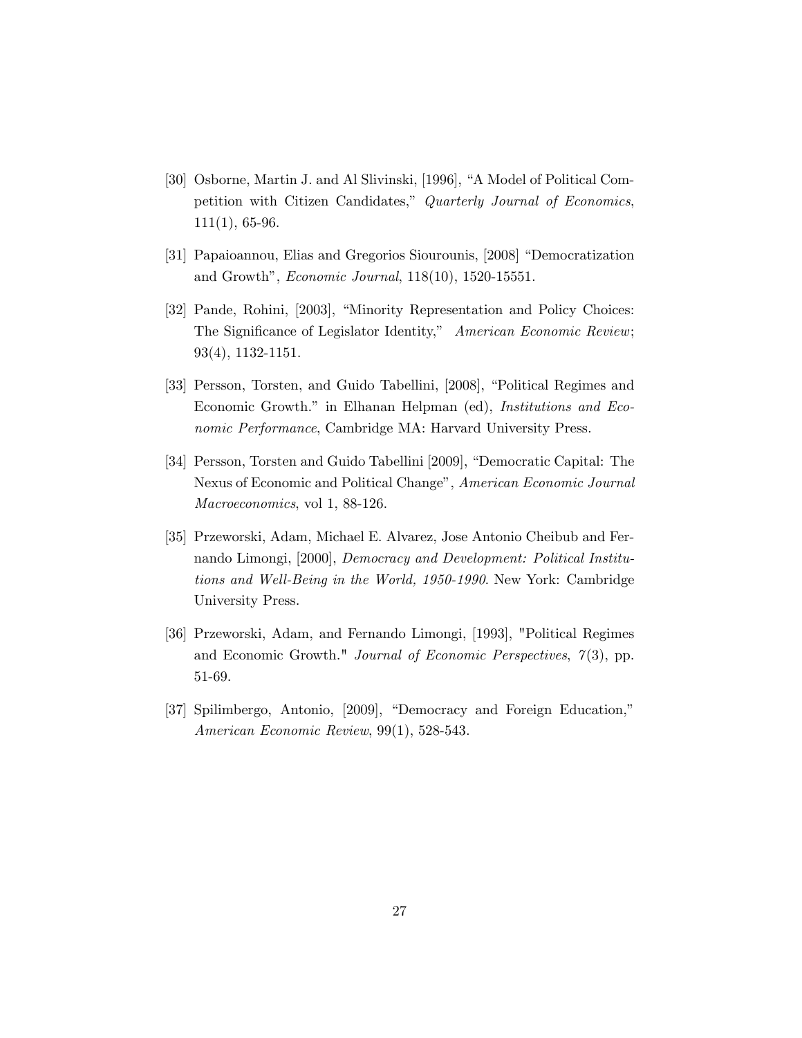[30] Osborne, Martin J. and Al Slivinski, [1996], "A Model of Political Competition with Citizen Candidates," *Quarterly Journal of Economics*, 111(1), 65-96.

[31] Papaioannou, Elias and Gregorios Siourounis, [2008] "Democratization and Growth", *Economic Journal*, 118(10), 1520-15551.

[32] Pande, Rohini, [2003], "Minority Representation and Policy Choices: The Significance of Legislator Identity," *American Economic Review*; 93(4), 1132-1151.

[33] Persson, Torsten, and Guido Tabellini, [2008], "Political Regimes and Economic Growth." in Elhanan Helpman (ed), *Institutions and Economic Performance*, Cambridge MA: Harvard University Press.

[34] Persson, Torsten and Guido Tabellini [2009], "Democratic Capital: The Nexus of Economic and Political Change", *American Economic Journal Macroeconomics*, vol 1, 88-126.

[35] Przeworski, Adam, Michael E. Alvarez, Jose Antonio Cheibub and Fernando Limongi, [2000], *Democracy and Development: Political Institutions and Well-Being in the World, 1950-1990*. New York: Cambridge University Press.

[36] Przeworski, Adam, and Fernando Limongi, [1993], "Political Regimes and Economic Growth." *Journal of Economic Perspectives*, *7*(3), pp. 51-69.

[37] Spilimbergo, Antonio, [2009], "Democracy and Foreign Education," *American Economic Review*, 99(1), 528-543.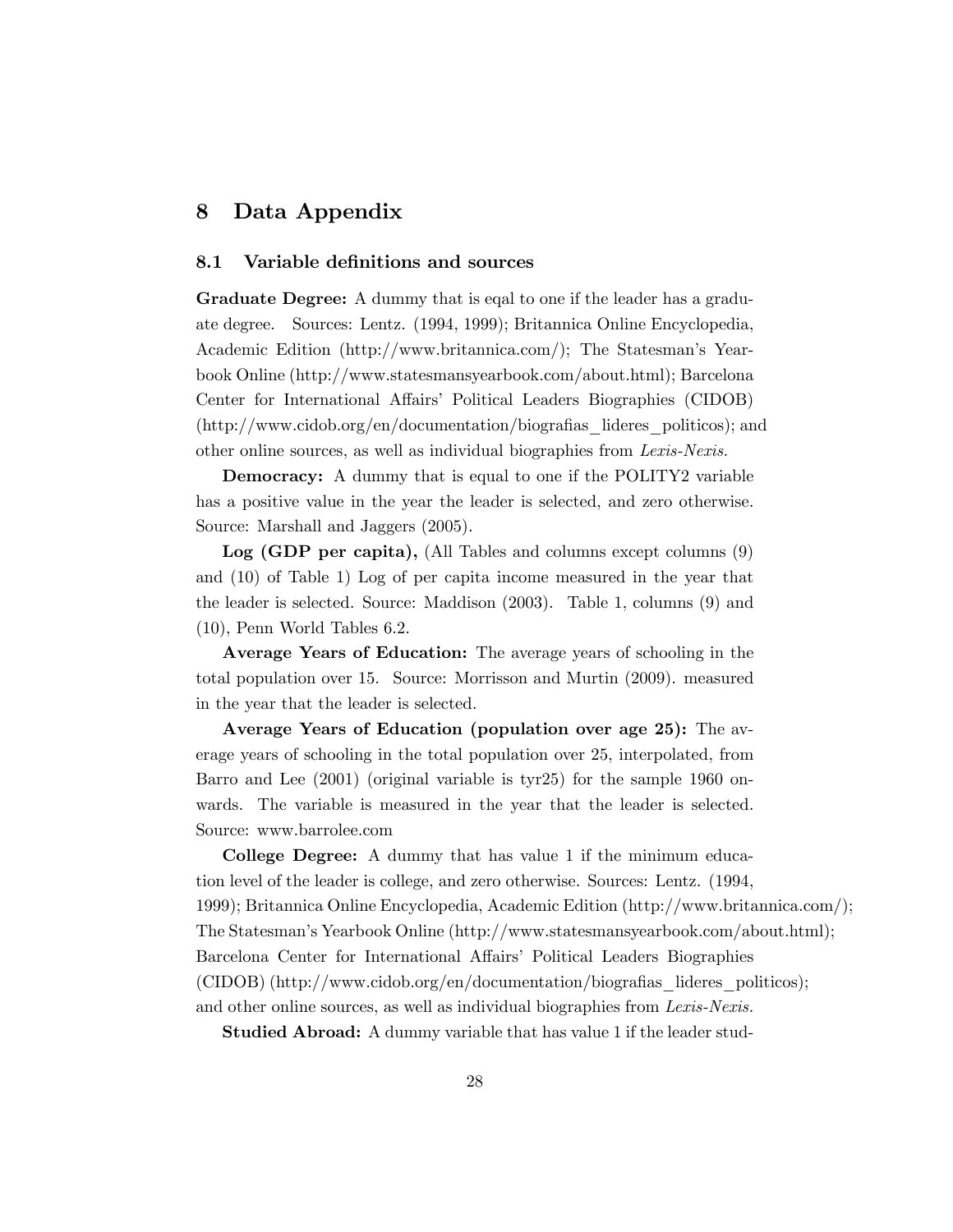# 8 Data Appendix

## 8.1 Variable definitions and sources

**Graduate Degree:** A dummy that is eqal to one if the leader has a graduate degree. Sources: Lentz. (1994, 1999); Britannica Online Encyclopedia, Academic Edition (http://www.britannica.com/); The Statesman's Yearbook Online (http://www.statesmansyearbook.com/about.html); Barcelona Center for International Affairs' Political Leaders Biographies (CIDOB) (http://www.cidob.org/en/documentation/biografias_lideres_politicos); and other online sources, as well as individual biographies from *Lexis-Nexis.*

**Democracy:** A dummy that is equal to one if the POLITY2 variable has a positive value in the year the leader is selected, and zero otherwise. Source: Marshall and Jaggers (2005).

**Log (GDP per capita),** (All Tables and columns except columns (9) and (10) of Table 1) Log of per capita income measured in the year that the leader is selected. Source: Maddison (2003). Table 1, columns (9) and (10), Penn World Tables 6.2.

**Average Years of Education:** The average years of schooling in the total population over 15. Source: Morrisson and Murtin (2009). measured in the year that the leader is selected.

**Average Years of Education (population over age 25):** The average years of schooling in the total population over 25, interpolated, from Barro and Lee (2001) (original variable is tyr25) for the sample 1960 onwards. The variable is measured in the year that the leader is selected. Source: www.barrolee.com

**College Degree:** A dummy that has value 1 if the minimum education level of the leader is college, and zero otherwise. Sources: Lentz. (1994, 1999); Britannica Online Encyclopedia, Academic Edition (http://www.britannica.com/); The Statesman's Yearbook Online (http://www.statesmansyearbook.com/about.html); Barcelona Center for International Affairs' Political Leaders Biographies (CIDOB) (http://www.cidob.org/en/documentation/biografias_lideres_politicos); and other online sources, as well as individual biographies from *Lexis-Nexis.*

**Studied Abroad:** A dummy variable that has value 1 if the leader stud-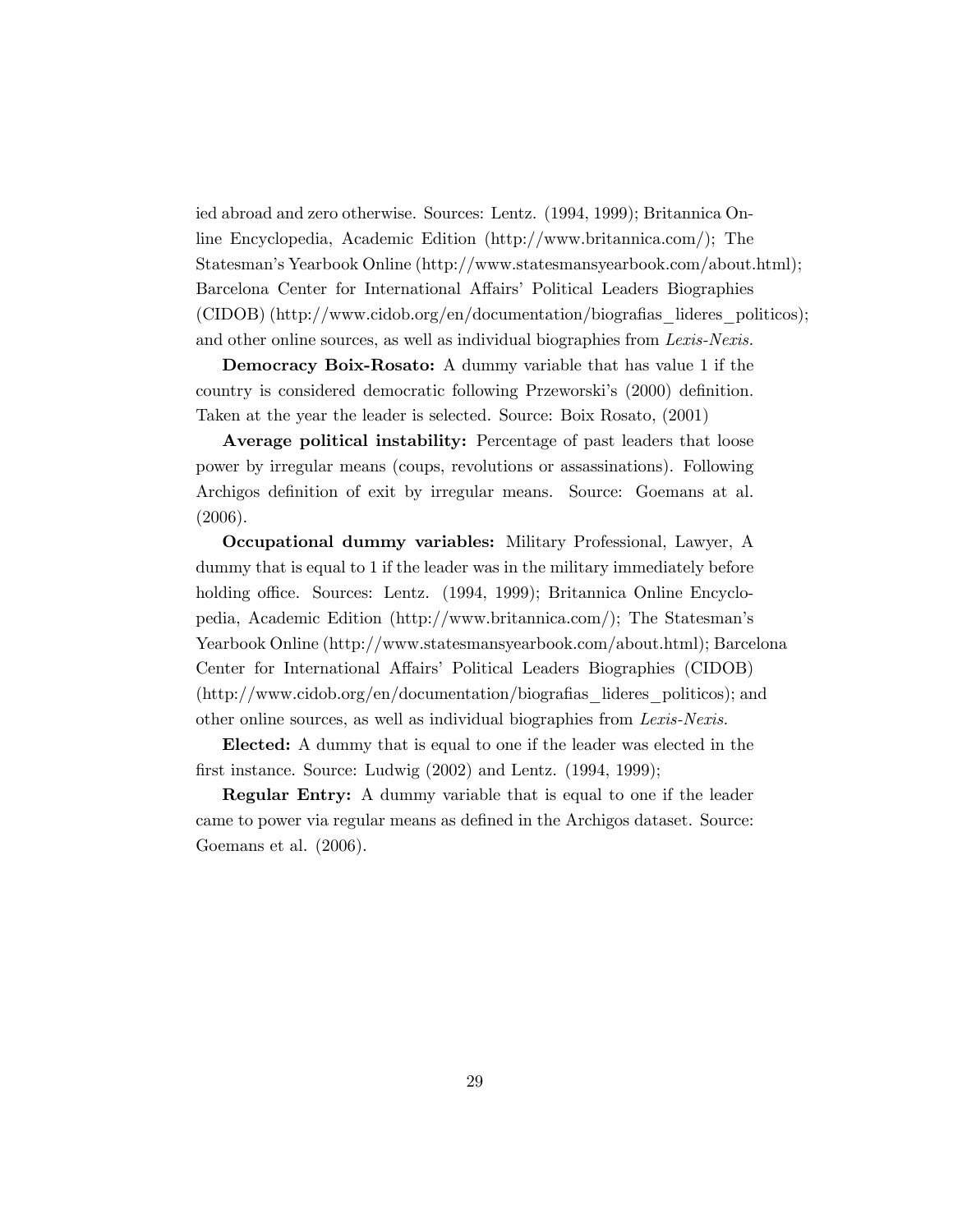ied abroad and zero otherwise. Sources: Lentz. (1994, 1999); Britannica Online Encyclopedia, Academic Edition (http://www.britannica.com/); The Statesman's Yearbook Online (http://www.statesmansyearbook.com/about.html); Barcelona Center for International Affairs' Political Leaders Biographies (CIDOB) (http://www.cidob.org/en/documentation/biografias_lideres_politicos); and other online sources, as well as individual biographies from *Lexis-Nexis.*

**Democracy Boix-Rosato:** A dummy variable that has value 1 if the country is considered democratic following Przeworski's (2000) definition. Taken at the year the leader is selected. Source: Boix Rosato, (2001)

**Average political instability:** Percentage of past leaders that loose power by irregular means (coups, revolutions or assassinations). Following Archigos definition of exit by irregular means. Source: Goemans at al. (2006).

**Occupational dummy variables:** Military Professional, Lawyer, A dummy that is equal to 1 if the leader was in the military immediately before holding office. Sources: Lentz. (1994, 1999); Britannica Online Encyclopedia, Academic Edition (http://www.britannica.com/); The Statesman's Yearbook Online (http://www.statesmansyearbook.com/about.html); Barcelona Center for International Affairs' Political Leaders Biographies (CIDOB) (http://www.cidob.org/en/documentation/biografias_lideres_politicos); and other online sources, as well as individual biographies from *Lexis-Nexis.*

**Elected:** A dummy that is equal to one if the leader was elected in the first instance. Source: Ludwig (2002) and Lentz. (1994, 1999);

**Regular Entry:** A dummy variable that is equal to one if the leader came to power via regular means as defined in the Archigos dataset. Source: Goemans et al. (2006).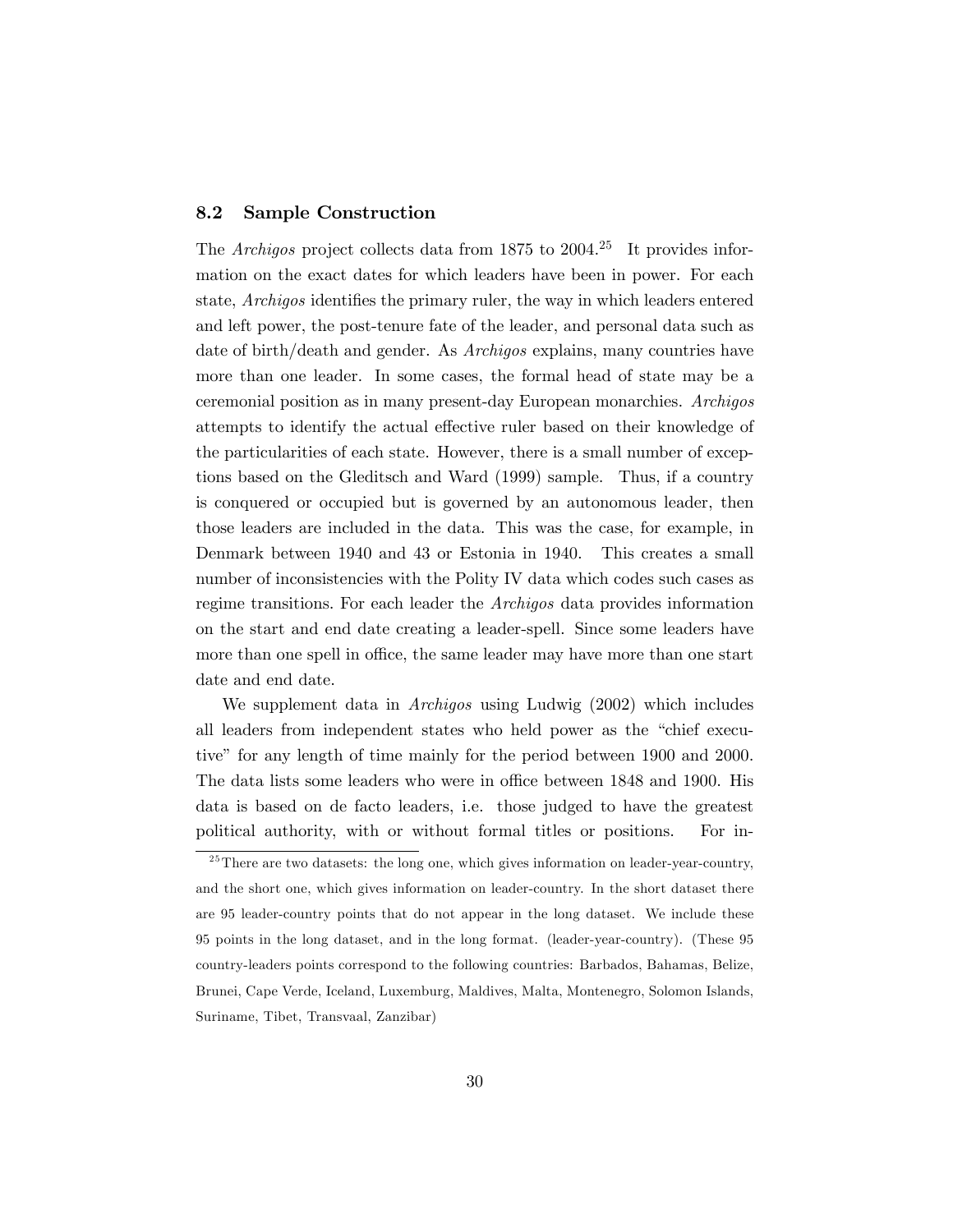### 8.2 Sample Construction

The *Archigos* project collects data from 1875 to 2004.[25] It provides information on the exact dates for which leaders have been in power. For each state, *Archigos* identifies the primary ruler, the way in which leaders entered and left power, the post-tenure fate of the leader, and personal data such as date of birth/death and gender. As *Archigos* explains, many countries have more than one leader. In some cases, the formal head of state may be a ceremonial position as in many present-day European monarchies. *Archigos* attempts to identify the actual effective ruler based on their knowledge of the particularities of each state. However, there is a small number of exceptions based on the Gleditsch and Ward (1999) sample. Thus, if a country is conquered or occupied but is governed by an autonomous leader, then those leaders are included in the data. This was the case, for example, in Denmark between 1940 and 43 or Estonia in 1940. This creates a small number of inconsistencies with the Polity IV data which codes such cases as regime transitions. For each leader the *Archigos* data provides information on the start and end date creating a leader-spell. Since some leaders have more than one spell in office, the same leader may have more than one start date and end date.

We supplement data in *Archigos* using Ludwig (2002) which includes all leaders from independent states who held power as the "chief executive" for any length of time mainly for the period between 1900 and 2000. The data lists some leaders who were in office between 1848 and 1900. His data is based on de facto leaders, i.e. those judged to have the greatest political authority, with or without formal titles or positions. For in-

[25] There are two datasets: the long one, which gives information on leader-year-country, and the short one, which gives information on leader-country. In the short dataset there are 95 leader-country points that do not appear in the long dataset. We include these 95 points in the long dataset, and in the long format. (leader-year-country). (These 95 country-leaders points correspond to the following countries: Barbados, Bahamas, Belize, Brunei, Cape Verde, Iceland, Luxemburg, Maldives, Malta, Montenegro, Solomon Islands, Suriname, Tibet, Transvaal, Zanzibar)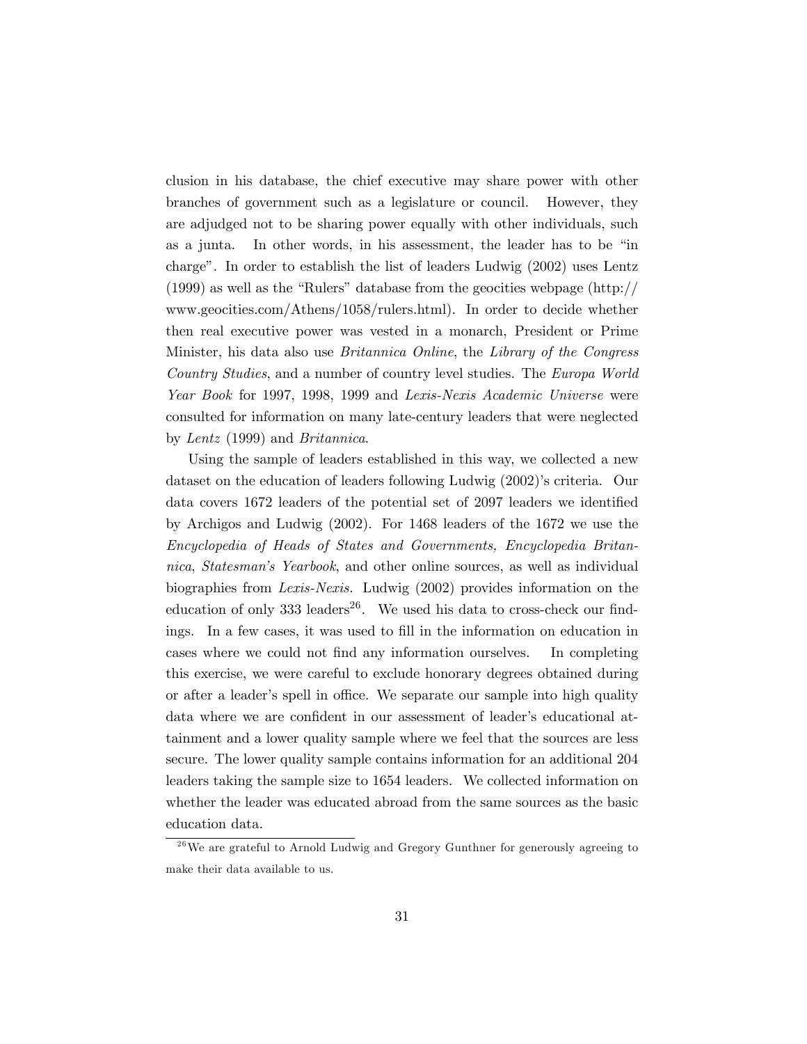clusion in his database, the chief executive may share power with other branches of government such as a legislature or council. However, they are adjudged not to be sharing power equally with other individuals, such as a junta. In other words, in his assessment, the leader has to be "in charge". In order to establish the list of leaders Ludwig (2002) uses Lentz (1999) as well as the "Rulers" database from the geocities webpage (http://www.geocities.com/Athens/1058/rulers.html). In order to decide whether then real executive power was vested in a monarch, President or Prime Minister, his data also use *Britannica Online*, the *Library of the Congress Country Studies*, and a number of country level studies. The *Europa World Year Book* for 1997, 1998, 1999 and *Lexis-Nexis Academic Universe* were consulted for information on many late-century leaders that were neglected by *Lentz* (1999) and *Britannica*.

Using the sample of leaders established in this way, we collected a new dataset on the education of leaders following Ludwig (2002)'s criteria. Our data covers 1672 leaders of the potential set of 2097 leaders we identified by Archigos and Ludwig (2002). For 1468 leaders of the 1672 we use the *Encyclopedia of Heads of States and Governments, Encyclopedia Britannica*, *Statesman's Yearbook*, and other online sources, as well as individual biographies from *Lexis-Nexis.* Ludwig (2002) provides information on the education of only 333 leaders[26]. We used his data to cross-check our findings. In a few cases, it was used to fill in the information on education in cases where we could not find any information ourselves. In completing this exercise, we were careful to exclude honorary degrees obtained during or after a leader's spell in office. We separate our sample into high quality data where we are confident in our assessment of leader's educational attainment and a lower quality sample where we feel that the sources are less secure. The lower quality sample contains information for an additional 204 leaders taking the sample size to 1654 leaders. We collected information on whether the leader was educated abroad from the same sources as the basic education data.

[26]We are grateful to Arnold Ludwig and Gregory Gunthner for generously agreeing to make their data available to us.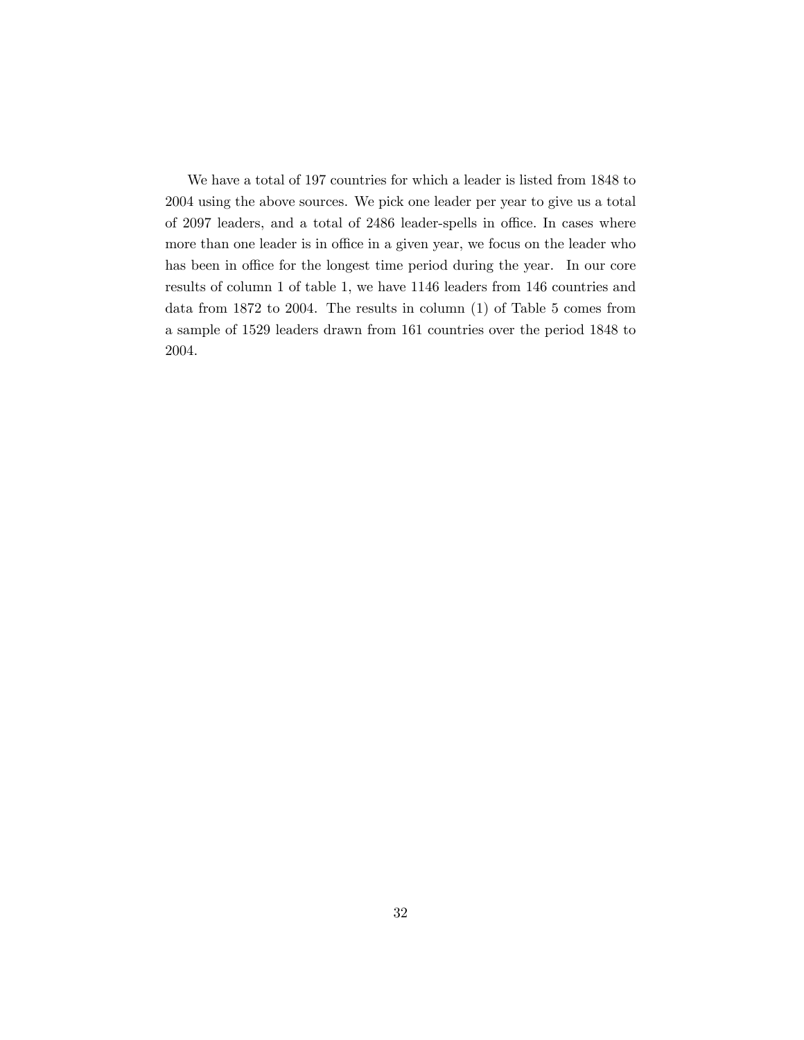We have a total of 197 countries for which a leader is listed from 1848 to 2004 using the above sources. We pick one leader per year to give us a total of 2097 leaders, and a total of 2486 leader-spells in office. In cases where more than one leader is in office in a given year, we focus on the leader who has been in office for the longest time period during the year. In our core results of column 1 of table 1, we have 1146 leaders from 146 countries and data from 1872 to 2004. The results in column (1) of Table 5 comes from a sample of 1529 leaders drawn from 161 countries over the period 1848 to 2004.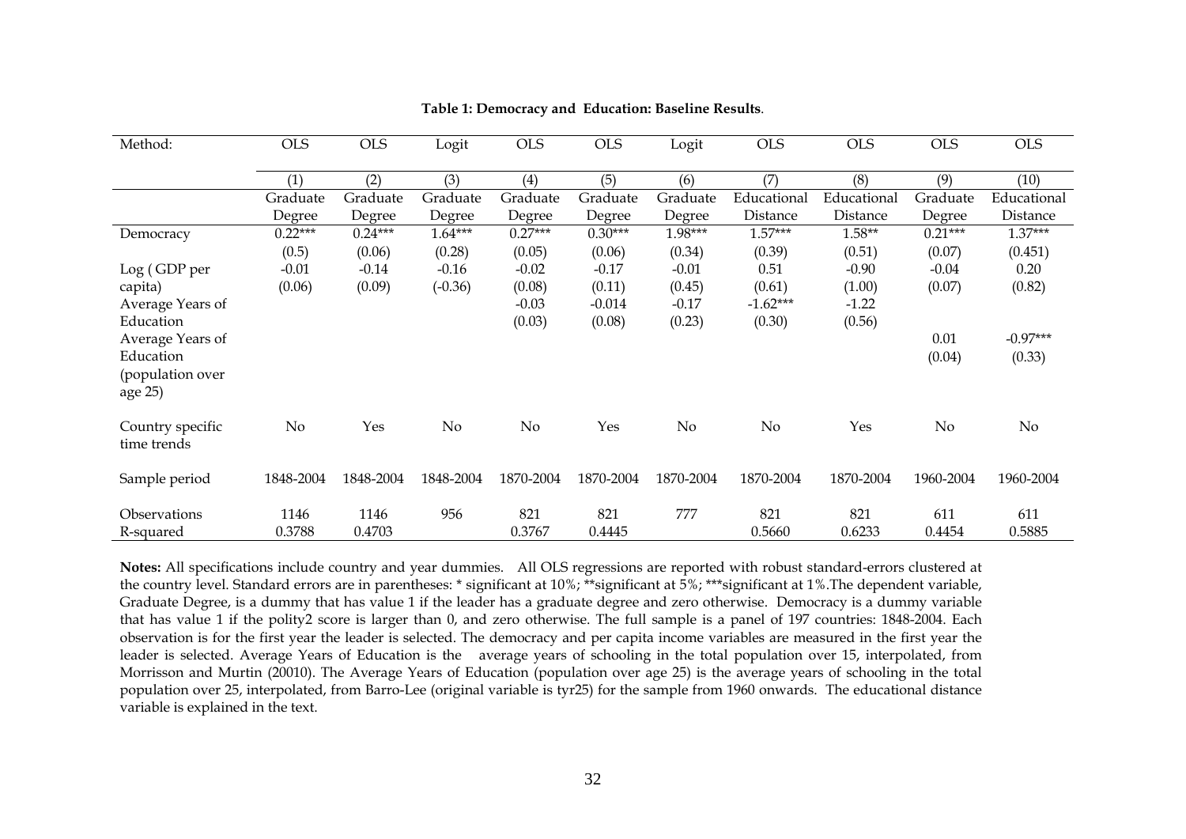**Table 1: Democracy and Education: Baseline Results**.

| Method: | OLS | OLS | Logit | OLS | OLS | Logit | OLS | OLS | OLS | OLS |
|---|---|---|---|---|---|---|---|---|---|---|
| | (1) | (2) | (3) | (4) | (5) | (6) | (7) | (8) | (9) | (10) |
| | Graduate Degree | Graduate Degree | Graduate Degree | Graduate Degree | Graduate Degree | Graduate Degree | Educational Distance | Educational Distance | Graduate Degree | Educational Distance |
| Democracy | 0.22*** | 0.24*** | 1.64*** | 0.27*** | 0.30*** | 1.98*** | 1.57*** | 1.58** | 0.21*** | 1.37*** |
| | (0.5) | (0.06) | (0.28) | (0.05) | (0.06) | (0.34) | (0.39) | (0.51) | (0.07) | (0.451) |
| Log ( GDP per capita) | -0.01 | -0.14 | -0.16 | -0.02 | -0.17 | -0.01 | 0.51 | -0.90 | -0.04 | 0.20 |
| | (0.06) | (0.09) | (-0.36) | (0.08) | (0.11) | (0.45) | (0.61) | (1.00) | (0.07) | (0.82) |
| Average Years of Education | | | | -0.03 | -0.014 | -0.17 | -1.62*** | -1.22 | | |
| | | | | (0.03) | (0.08) | (0.23) | (0.30) | (0.56) | | |
| Average Years of Education (population over age 25) | | | | | | | | | 0.01 | -0.97*** |
| | | | | | | | | | (0.04) | (0.33) |
| Country specific time trends | No | Yes | No | No | Yes | No | No | Yes | No | No |
| Sample period | 1848-2004 | 1848-2004 | 1848-2004 | 1870-2004 | 1870-2004 | 1870-2004 | 1870-2004 | 1870-2004 | 1960-2004 | 1960-2004 |
| Observations | 1146 | 1146 | 956 | 821 | 821 | 777 | 821 | 821 | 611 | 611 |
| R-squared | 0.3788 | 0.4703 | | 0.3767 | 0.4445 | | 0.5660 | 0.6233 | 0.4454 | 0.5885 |

**Notes:** All specifications include country and year dummies. All OLS regressions are reported with robust standard-errors clustered at the country level. Standard errors are in parentheses: * significant at 10%; **significant at 5%; ***significant at 1%.The dependent variable, Graduate Degree, is a dummy that has value 1 if the leader has a graduate degree and zero otherwise. Democracy is a dummy variable that has value 1 if the polity2 score is larger than 0, and zero otherwise. The full sample is a panel of 197 countries: 1848-2004. Each observation is for the first year the leader is selected. The democracy and per capita income variables are measured in the first year the leader is selected. Average Years of Education is the average years of schooling in the total population over 15, interpolated, from Morrisson and Murtin (20010). The Average Years of Education (population over age 25) is the average years of schooling in the total population over 25, interpolated, from Barro-Lee (original variable is tyr25) for the sample from 1960 onwards. The educational distance variable is explained in the text.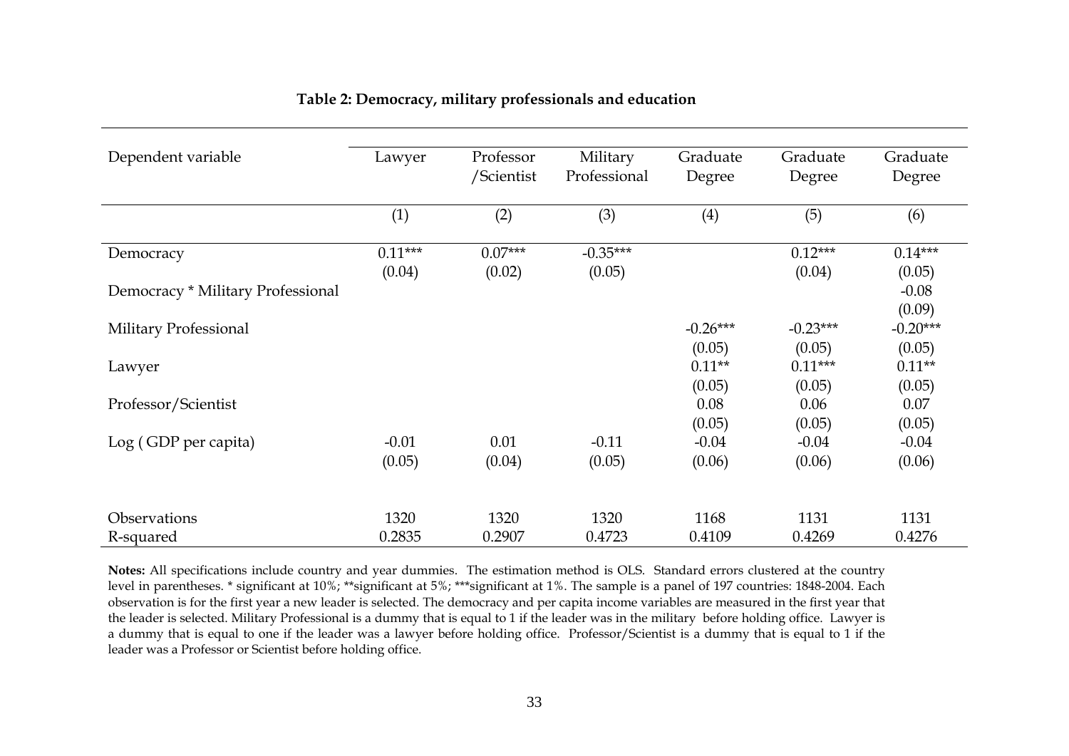**Table 2: Democracy, military professionals and education**

| Dependent variable | Lawyer | Professor /Scientist | Military Professional | Graduate Degree | Graduate Degree | Graduate Degree |
|---|---|---|---|---|---|---|
| | (1) | (2) | (3) | (4) | (5) | (6) |
| Democracy | 0.11*** | 0.07*** | -0.35*** | | 0.12*** | 0.14*** |
| | (0.04) | (0.02) | (0.05) | | (0.04) | (0.05) |
| Democracy * Military Professional | | | | | | -0.08 |
| | | | | | | (0.09) |
| Military Professional | | | | -0.26*** | -0.23*** | -0.20*** |
| | | | | (0.05) | (0.05) | (0.05) |
| Lawyer | | | | 0.11** | 0.11*** | 0.11** |
| | | | | (0.05) | (0.05) | (0.05) |
| Professor/Scientist | | | | 0.08 | 0.06 | 0.07 |
| | | | | (0.05) | (0.05) | (0.05) |
| Log ( GDP per capita) | -0.01 | 0.01 | -0.11 | -0.04 | -0.04 | -0.04 |
| | (0.05) | (0.04) | (0.05) | (0.06) | (0.06) | (0.06) |
| Observations | 1320 | 1320 | 1320 | 1168 | 1131 | 1131 |
| R-squared | 0.2835 | 0.2907 | 0.4723 | 0.4109 | 0.4269 | 0.4276 |

**Notes:** All specifications include country and year dummies. The estimation method is OLS. Standard errors clustered at the country level in parentheses. * significant at 10%; **significant at 5%; ***significant at 1%. The sample is a panel of 197 countries: 1848-2004. Each observation is for the first year a new leader is selected. The democracy and per capita income variables are measured in the first year that the leader is selected. Military Professional is a dummy that is equal to 1 if the leader was in the military before holding office. Lawyer is a dummy that is equal to one if the leader was a lawyer before holding office. Professor/Scientist is a dummy that is equal to 1 if the leader was a Professor or Scientist before holding office.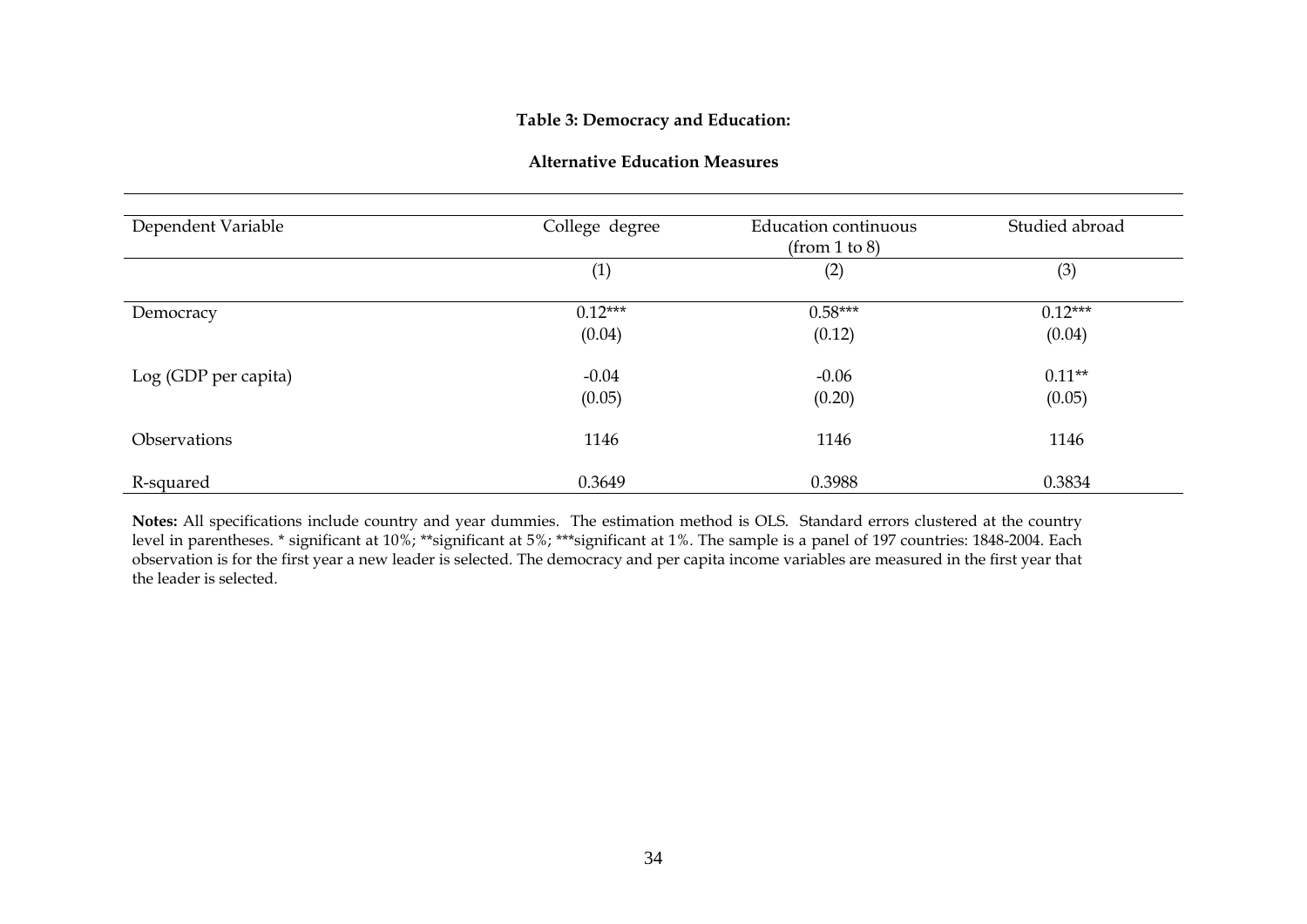**Table 3: Democracy and Education:**

**Alternative Education Measures**

| Dependent Variable | College degree | Education continuous (from 1 to 8) | Studied abroad |
|---|---|---|---|
| | (1) | (2) | (3) |
| Democracy | 0.12*** | 0.58*** | 0.12*** |
| | (0.04) | (0.12) | (0.04) |
| Log (GDP per capita) | -0.04 | -0.06 | 0.11** |
| | (0.05) | (0.20) | (0.05) |
| Observations | 1146 | 1146 | 1146 |
| R-squared | 0.3649 | 0.3988 | 0.3834 |

**Notes:** All specifications include country and year dummies. The estimation method is OLS. Standard errors clustered at the country level in parentheses. * significant at 10%; **significant at 5%; ***significant at 1%. The sample is a panel of 197 countries: 1848-2004. Each observation is for the first year a new leader is selected. The democracy and per capita income variables are measured in the first year that the leader is selected.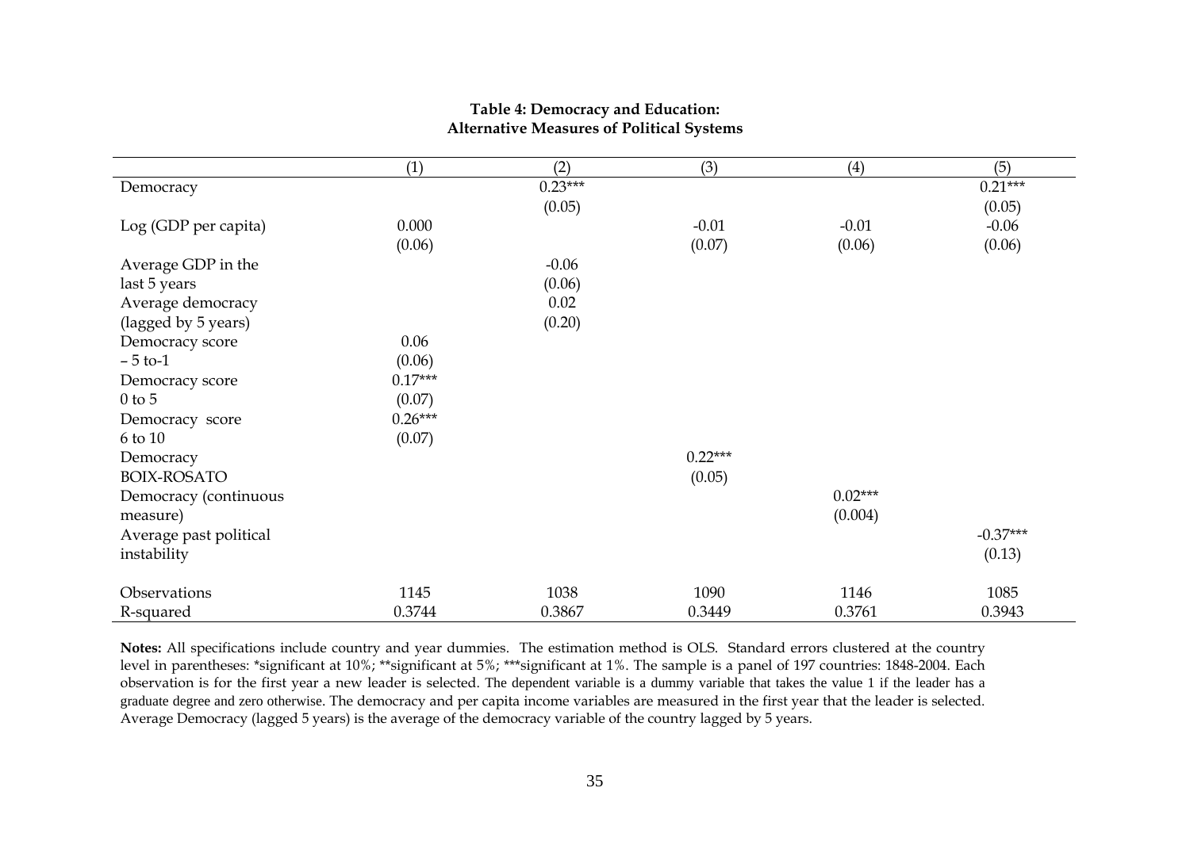**Table 4: Democracy and Education:**
**Alternative Measures of Political Systems**

| | (1) | (2) | (3) | (4) | (5) |
|---|---|---|---|---|---|
| Democracy | | 0.23*** | | | 0.21*** |
| | | (0.05) | | | (0.05) |
| Log (GDP per capita) | 0.000 | | -0.01 | -0.01 | -0.06 |
| | (0.06) | | (0.07) | (0.06) | (0.06) |
| Average GDP in the last 5 years | | -0.06 | | | |
| | | (0.06) | | | |
| Average democracy (lagged by 5 years) | | 0.02 | | | |
| | | (0.20) | | | |
| Democracy score – 5 to-1 | 0.06 | | | | |
| | (0.06) | | | | |
| Democracy score 0 to 5 | 0.17*** | | | | |
| | (0.07) | | | | |
| Democracy score 6 to 10 | 0.26*** | | | | |
| | (0.07) | | | | |
| Democracy BOIX-ROSATO | | | 0.22*** | | |
| | | | (0.05) | | |
| Democracy (continuous measure) | | | | 0.02*** | |
| | | | | (0.004) | |
| Average past political instability | | | | | -0.37*** |
| | | | | | (0.13) |
| Observations | 1145 | 1038 | 1090 | 1146 | 1085 |
| R-squared | 0.3744 | 0.3867 | 0.3449 | 0.3761 | 0.3943 |

**Notes:** All specifications include country and year dummies. The estimation method is OLS. Standard errors clustered at the country level in parentheses: *significant at 10%; **significant at 5%; ***significant at 1%. The sample is a panel of 197 countries: 1848-2004. Each observation is for the first year a new leader is selected. The dependent variable is a dummy variable that takes the value 1 if the leader has a graduate degree and zero otherwise. The democracy and per capita income variables are measured in the first year that the leader is selected. Average Democracy (lagged 5 years) is the average of the democracy variable of the country lagged by 5 years.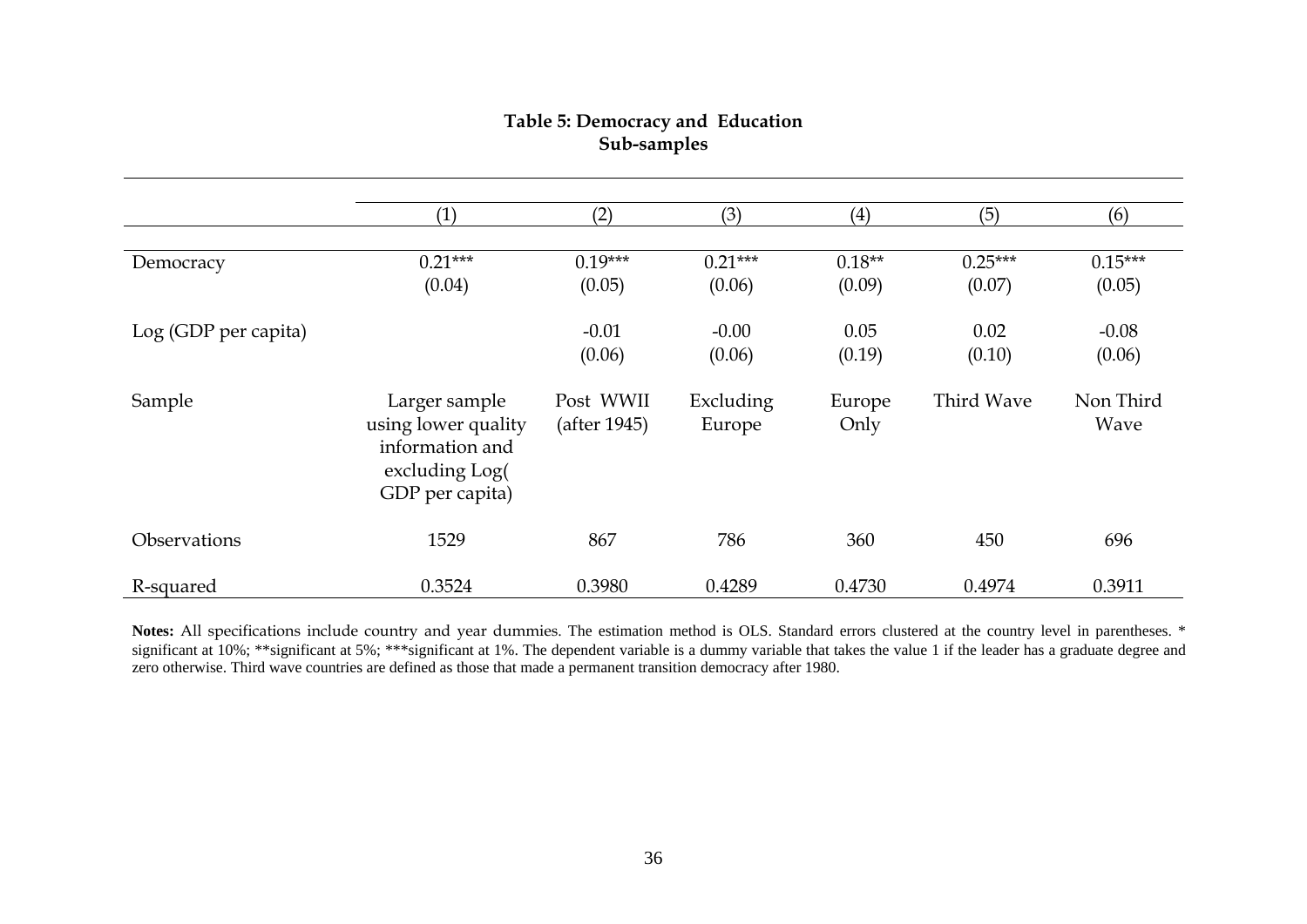**Table 5: Democracy and Education**
**Sub-samples**

| | (1) | (2) | (3) | (4) | (5) | (6) |
|---|---|---|---|---|---|---|
| Democracy | 0.21*** | 0.19*** | 0.21*** | 0.18** | 0.25*** | 0.15*** |
| | (0.04) | (0.05) | (0.06) | (0.09) | (0.07) | (0.05) |
| Log (GDP per capita) | | -0.01 | -0.00 | 0.05 | 0.02 | -0.08 |
| | | (0.06) | (0.06) | (0.19) | (0.10) | (0.06) |
| Sample | Larger sample using lower quality information and excluding Log( GDP per capita) | Post WWII (after 1945) | Excluding Europe | Europe Only | Third Wave | Non Third Wave |
| Observations | 1529 | 867 | 786 | 360 | 450 | 696 |
| R-squared | 0.3524 | 0.3980 | 0.4289 | 0.4730 | 0.4974 | 0.3911 |

**Notes:** All specifications include country and year dummies. The estimation method is OLS. Standard errors clustered at the country level in parentheses. * significant at 10%; **significant at 5%; ***significant at 1%. The dependent variable is a dummy variable that takes the value 1 if the leader has a graduate degree and zero otherwise. Third wave countries are defined as those that made a permanent transition democracy after 1980.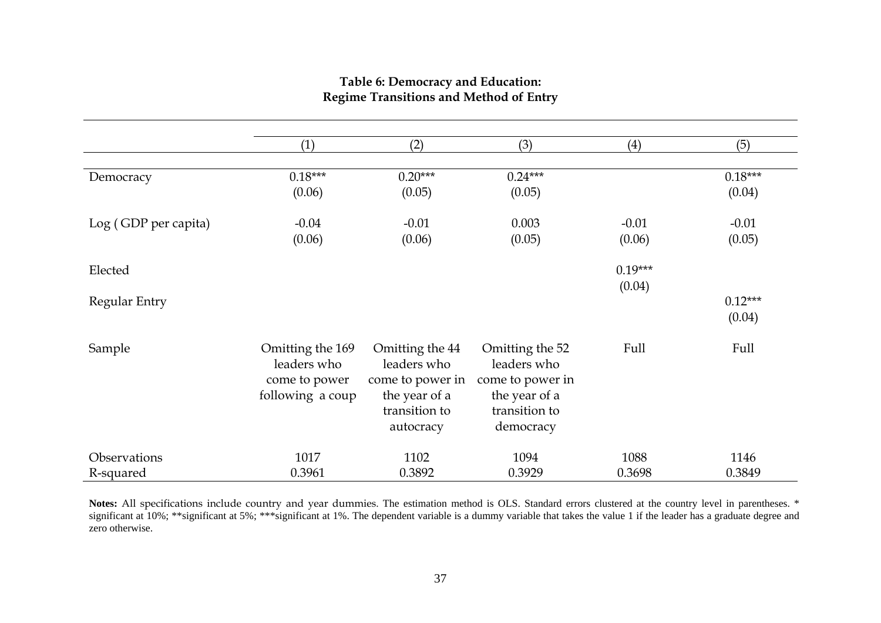**Table 6: Democracy and Education:**
**Regime Transitions and Method of Entry**

| | (1) | (2) | (3) | (4) | (5) |
|---|---|---|---|---|---|
| Democracy | 0.18*** | 0.20*** | 0.24*** | | 0.18*** |
| | (0.06) | (0.05) | (0.05) | | (0.04) |
| Log ( GDP per capita) | -0.04 | -0.01 | 0.003 | -0.01 | -0.01 |
| | (0.06) | (0.06) | (0.05) | (0.06) | (0.05) |
| Elected | | | | 0.19*** | |
| | | | | (0.04) | |
| Regular Entry | | | | | 0.12*** |
| | | | | | (0.04) |
| Sample | Omitting the 169 leaders who come to power following a coup | Omitting the 44 leaders who come to power in the year of a transition to autocracy | Omitting the 52 leaders who come to power in the year of a transition to democracy | Full | Full |
| Observations | 1017 | 1102 | 1094 | 1088 | 1146 |
| R-squared | 0.3961 | 0.3892 | 0.3929 | 0.3698 | 0.3849 |

**Notes:** All specifications include country and year dummies. The estimation method is OLS. Standard errors clustered at the country level in parentheses. * significant at 10%; **significant at 5%; ***significant at 1%. The dependent variable is a dummy variable that takes the value 1 if the leader has a graduate degree and zero otherwise.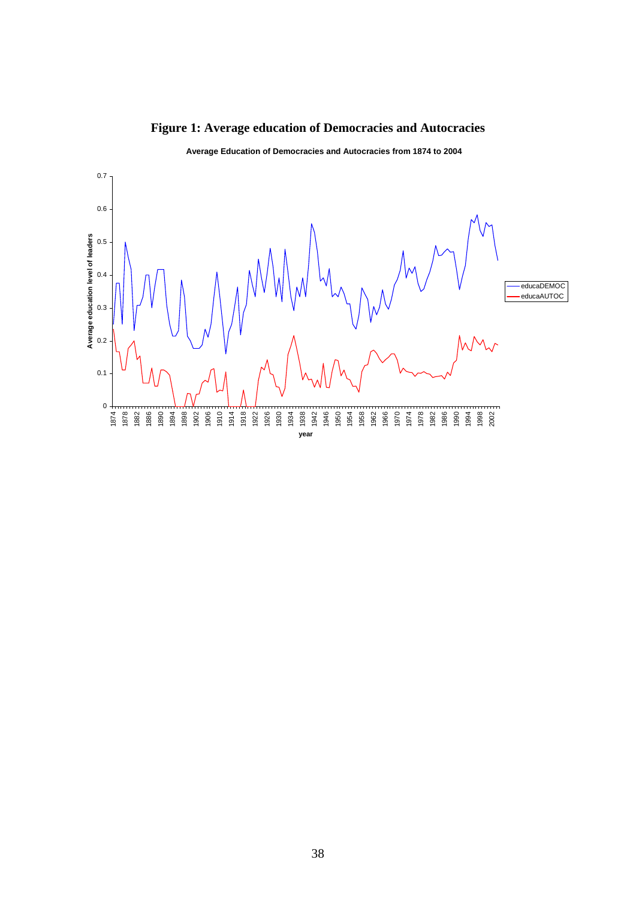# Figure 1: Average education of Democracies and Autocracies

Average Education of Democracies and Autocracies from 1874 to 2004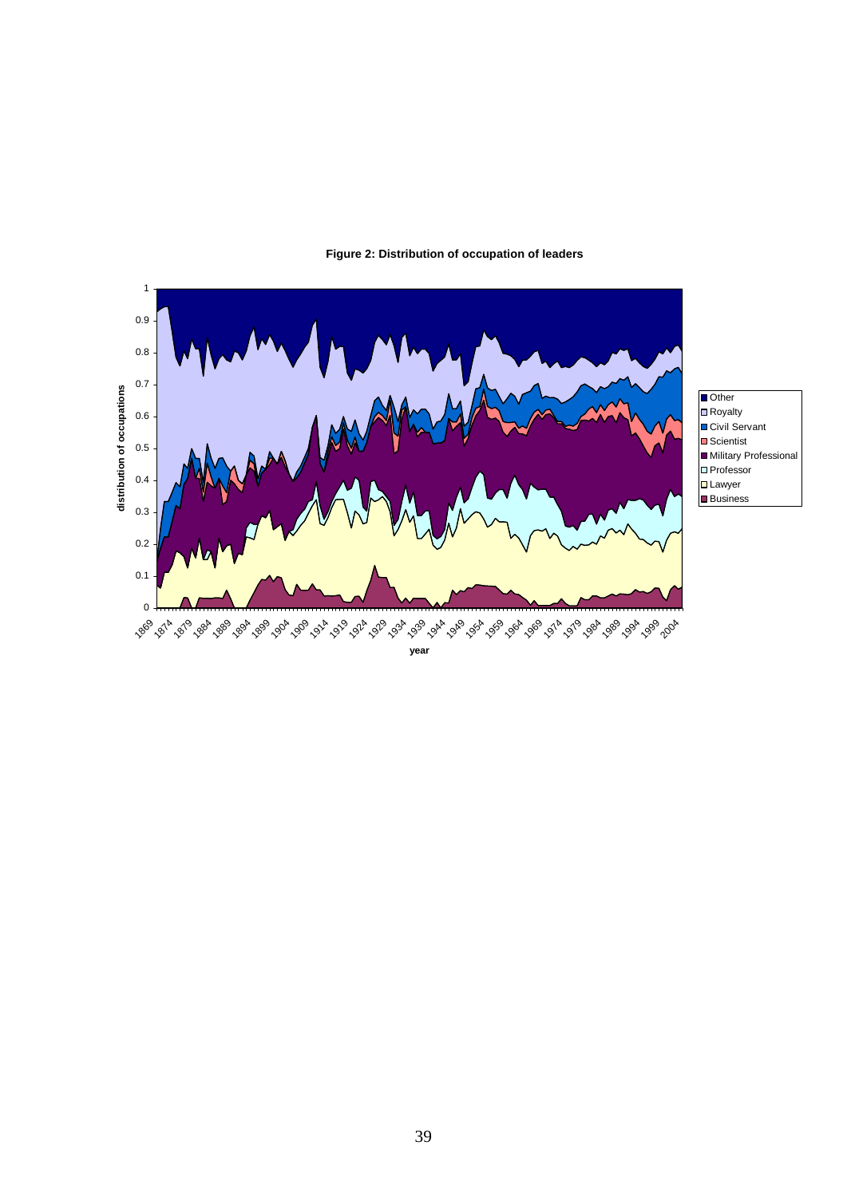**Figure 2: Distribution of occupation of leaders**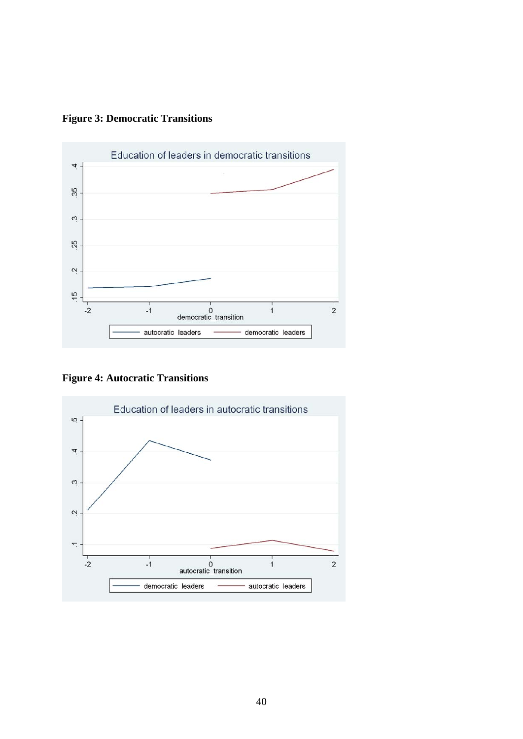**Figure 3: Democratic Transitions**

Education of leaders in democratic transitions

.15
.2
.25
.3
.35
.4

-2
-1
0
1
2

democratic transition

autocratic leaders
democratic leaders

**Figure 4: Autocratic Transitions**

Education of leaders in autocratic transitions

.1
.2
.3
.4
.5

-2
-1
0
1
2

autocratic transition

democratic leaders
autocratic leaders